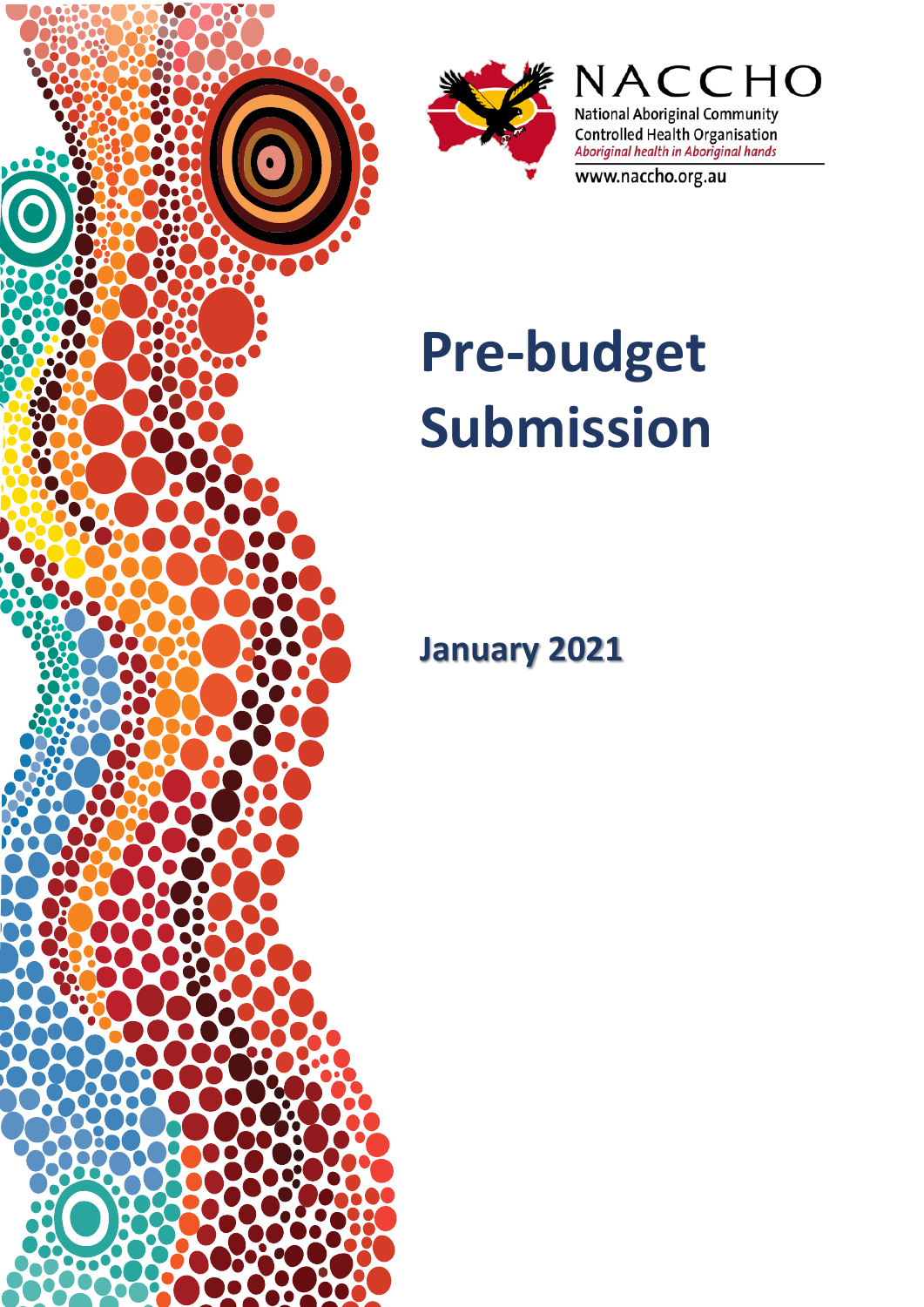NACCHO

National Aboriginal Community Controlled Health Organisation

*Aboriginal health in Aboriginal hands*

www.naccho.org.au

# Pre-budget Submission

## January 2021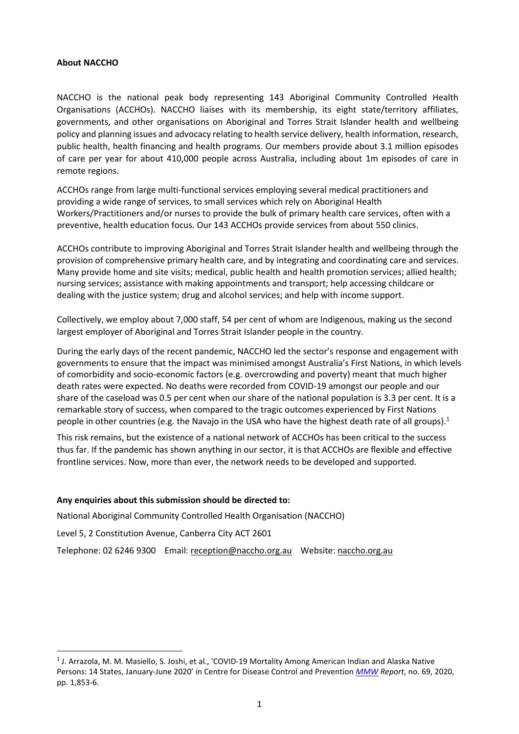**About NACCHO**

NACCHO is the national peak body representing 143 Aboriginal Community Controlled Health Organisations (ACCHOs). NACCHO liaises with its membership, its eight state/territory affiliates, governments, and other organisations on Aboriginal and Torres Strait Islander health and wellbeing policy and planning issues and advocacy relating to health service delivery, health information, research, public health, health financing and health programs. Our members provide about 3.1 million episodes of care per year for about 410,000 people across Australia, including about 1m episodes of care in remote regions.

ACCHOs range from large multi-functional services employing several medical practitioners and providing a wide range of services, to small services which rely on Aboriginal Health Workers/Practitioners and/or nurses to provide the bulk of primary health care services, often with a preventive, health education focus. Our 143 ACCHOs provide services from about 550 clinics.

ACCHOs contribute to improving Aboriginal and Torres Strait Islander health and wellbeing through the provision of comprehensive primary health care, and by integrating and coordinating care and services. Many provide home and site visits; medical, public health and health promotion services; allied health; nursing services; assistance with making appointments and transport; help accessing childcare or dealing with the justice system; drug and alcohol services; and help with income support.

Collectively, we employ about 7,000 staff, 54 per cent of whom are Indigenous, making us the second largest employer of Aboriginal and Torres Strait Islander people in the country.

During the early days of the recent pandemic, NACCHO led the sector's response and engagement with governments to ensure that the impact was minimised amongst Australia's First Nations, in which levels of comorbidity and socio-economic factors (e.g. overcrowding and poverty) meant that much higher death rates were expected. No deaths were recorded from COVID-19 amongst our people and our share of the caseload was 0.5 per cent when our share of the national population is 3.3 per cent. It is a remarkable story of success, when compared to the tragic outcomes experienced by First Nations people in other countries (e.g. the Navajo in the USA who have the highest death rate of all groups).[1]

This risk remains, but the existence of a national network of ACCHOs has been critical to the success thus far. If the pandemic has shown anything in our sector, it is that ACCHOs are flexible and effective frontline services. Now, more than ever, the network needs to be developed and supported.

**Any enquiries about this submission should be directed to:**

National Aboriginal Community Controlled Health Organisation (NACCHO)

Level 5, 2 Constitution Avenue, Canberra City ACT 2601

Telephone: 02 6246 9300 Email: reception@naccho.org.au Website: naccho.org.au

---

[1] J. Arrazola, M. M. Masiello, S. Joshi, et al., 'COVID-19 Mortality Among American Indian and Alaska Native Persons: 14 States, January-June 2020' in Centre for Disease Control and Prevention *MMW Report*, no. 69, 2020, pp. 1,853-6.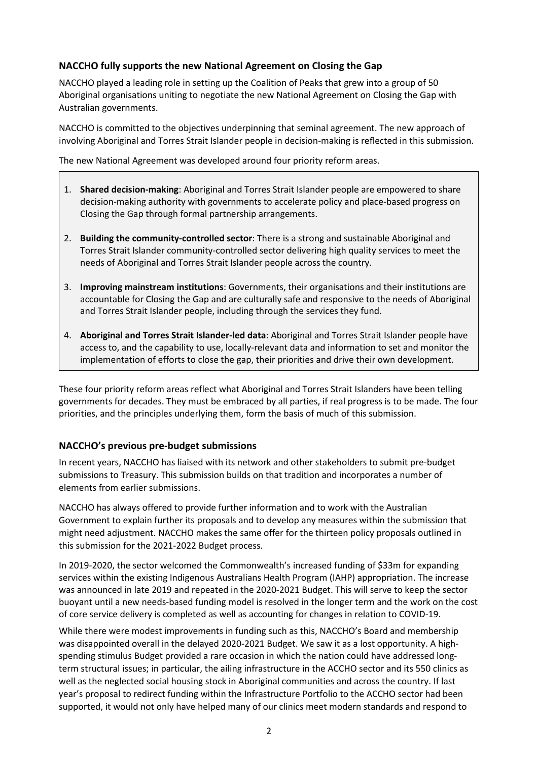### NACCHO fully supports the new National Agreement on Closing the Gap

NACCHO played a leading role in setting up the Coalition of Peaks that grew into a group of 50 Aboriginal organisations uniting to negotiate the new National Agreement on Closing the Gap with Australian governments.

NACCHO is committed to the objectives underpinning that seminal agreement. The new approach of involving Aboriginal and Torres Strait Islander people in decision-making is reflected in this submission.

The new National Agreement was developed around four priority reform areas.

1. **Shared decision-making**: Aboriginal and Torres Strait Islander people are empowered to share decision-making authority with governments to accelerate policy and place-based progress on Closing the Gap through formal partnership arrangements.
2. **Building the community-controlled sector**: There is a strong and sustainable Aboriginal and Torres Strait Islander community-controlled sector delivering high quality services to meet the needs of Aboriginal and Torres Strait Islander people across the country.
3. **Improving mainstream institutions**: Governments, their organisations and their institutions are accountable for Closing the Gap and are culturally safe and responsive to the needs of Aboriginal and Torres Strait Islander people, including through the services they fund.
4. **Aboriginal and Torres Strait Islander-led data**: Aboriginal and Torres Strait Islander people have access to, and the capability to use, locally-relevant data and information to set and monitor the implementation of efforts to close the gap, their priorities and drive their own development.

These four priority reform areas reflect what Aboriginal and Torres Strait Islanders have been telling governments for decades. They must be embraced by all parties, if real progress is to be made. The four priorities, and the principles underlying them, form the basis of much of this submission.

### NACCHO's previous pre-budget submissions

In recent years, NACCHO has liaised with its network and other stakeholders to submit pre-budget submissions to Treasury. This submission builds on that tradition and incorporates a number of elements from earlier submissions.

NACCHO has always offered to provide further information and to work with the Australian Government to explain further its proposals and to develop any measures within the submission that might need adjustment. NACCHO makes the same offer for the thirteen policy proposals outlined in this submission for the 2021-2022 Budget process.

In 2019-2020, the sector welcomed the Commonwealth's increased funding of $33m for expanding services within the existing Indigenous Australians Health Program (IAHP) appropriation. The increase was announced in late 2019 and repeated in the 2020-2021 Budget. This will serve to keep the sector buoyant until a new needs-based funding model is resolved in the longer term and the work on the cost of core service delivery is completed as well as accounting for changes in relation to COVID-19.

While there were modest improvements in funding such as this, NACCHO's Board and membership was disappointed overall in the delayed 2020-2021 Budget. We saw it as a lost opportunity. A high-spending stimulus Budget provided a rare occasion in which the nation could have addressed long-term structural issues; in particular, the ailing infrastructure in the ACCHO sector and its 550 clinics as well as the neglected social housing stock in Aboriginal communities and across the country. If last year's proposal to redirect funding within the Infrastructure Portfolio to the ACCHO sector had been supported, it would not only have helped many of our clinics meet modern standards and respond to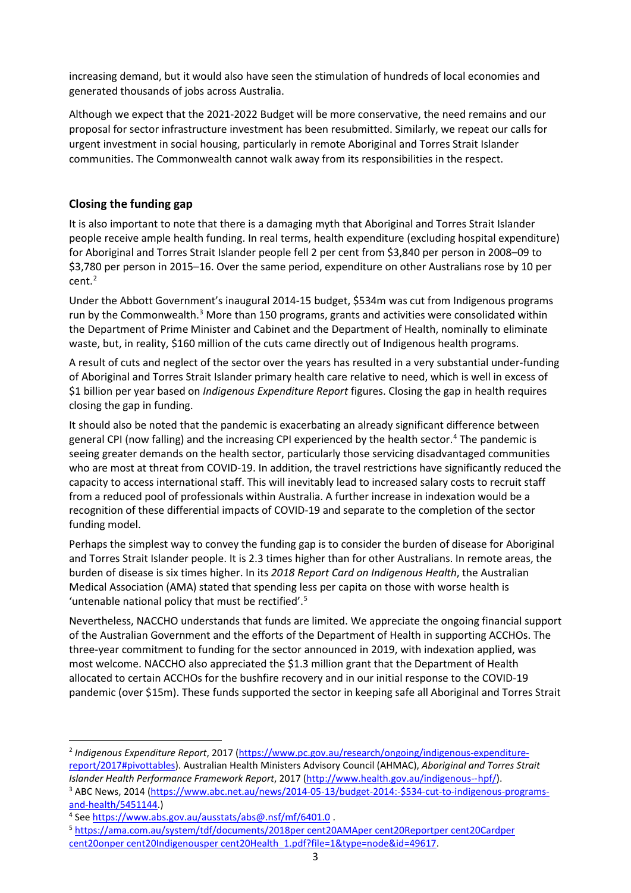increasing demand, but it would also have seen the stimulation of hundreds of local economies and generated thousands of jobs across Australia.

Although we expect that the 2021-2022 Budget will be more conservative, the need remains and our proposal for sector infrastructure investment has been resubmitted. Similarly, we repeat our calls for urgent investment in social housing, particularly in remote Aboriginal and Torres Strait Islander communities. The Commonwealth cannot walk away from its responsibilities in the respect.

### Closing the funding gap

It is also important to note that there is a damaging myth that Aboriginal and Torres Strait Islander people receive ample health funding. In real terms, health expenditure (excluding hospital expenditure) for Aboriginal and Torres Strait Islander people fell 2 per cent from $3,840 per person in 2008–09 to $3,780 per person in 2015–16. Over the same period, expenditure on other Australians rose by 10 per cent.[2]

Under the Abbott Government's inaugural 2014-15 budget, $534m was cut from Indigenous programs run by the Commonwealth.[3] More than 150 programs, grants and activities were consolidated within the Department of Prime Minister and Cabinet and the Department of Health, nominally to eliminate waste, but, in reality, $160 million of the cuts came directly out of Indigenous health programs.

A result of cuts and neglect of the sector over the years has resulted in a very substantial under-funding of Aboriginal and Torres Strait Islander primary health care relative to need, which is well in excess of $1 billion per year based on *Indigenous Expenditure Report* figures. Closing the gap in health requires closing the gap in funding.

It should also be noted that the pandemic is exacerbating an already significant difference between general CPI (now falling) and the increasing CPI experienced by the health sector.[4] The pandemic is seeing greater demands on the health sector, particularly those servicing disadvantaged communities who are most at threat from COVID-19. In addition, the travel restrictions have significantly reduced the capacity to access international staff. This will inevitably lead to increased salary costs to recruit staff from a reduced pool of professionals within Australia. A further increase in indexation would be a recognition of these differential impacts of COVID-19 and separate to the completion of the sector funding model.

Perhaps the simplest way to convey the funding gap is to consider the burden of disease for Aboriginal and Torres Strait Islander people. It is 2.3 times higher than for other Australians. In remote areas, the burden of disease is six times higher. In its *2018 Report Card on Indigenous Health*, the Australian Medical Association (AMA) stated that spending less per capita on those with worse health is 'untenable national policy that must be rectified'.[5]

Nevertheless, NACCHO understands that funds are limited. We appreciate the ongoing financial support of the Australian Government and the efforts of the Department of Health in supporting ACCHOs. The three-year commitment to funding for the sector announced in 2019, with indexation applied, was most welcome. NACCHO also appreciated the $1.3 million grant that the Department of Health allocated to certain ACCHOs for the bushfire recovery and in our initial response to the COVID-19 pandemic (over $15m). These funds supported the sector in keeping safe all Aboriginal and Torres Strait

---

[2] *Indigenous Expenditure Report*, 2017 (https://www.pc.gov.au/research/ongoing/indigenous-expenditure-report/2017#pivottables). Australian Health Ministers Advisory Council (AHMAC), *Aboriginal and Torres Strait Islander Health Performance Framework Report*, 2017 (http://www.health.gov.au/indigenous--hpf/).

[3] ABC News, 2014 (https://www.abc.net.au/news/2014-05-13/budget-2014:-$534-cut-to-indigenous-programs-and-health/5451144.)

[4] See https://www.abs.gov.au/ausstats/abs@.nsf/mf/6401.0 .

[5] https://ama.com.au/system/tdf/documents/2018per cent20AMAper cent20Reportper cent20Cardper cent20onper cent20Indigenousper cent20Health_1.pdf?file=1&type=node&id=49617.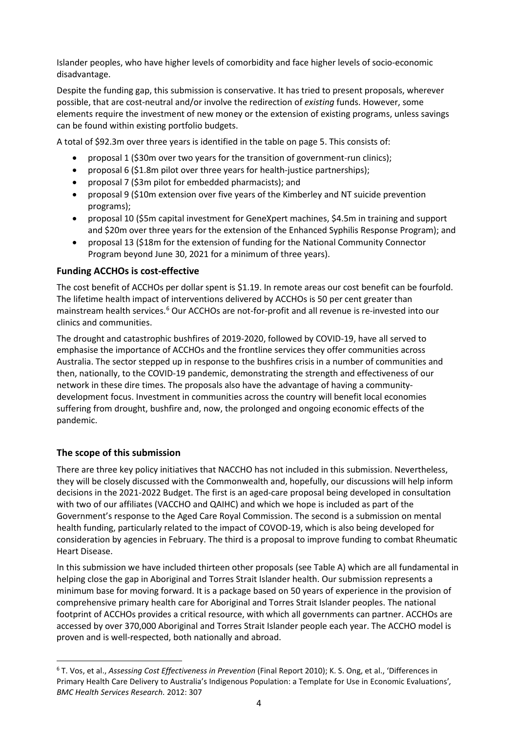Islander peoples, who have higher levels of comorbidity and face higher levels of socio-economic disadvantage.

Despite the funding gap, this submission is conservative. It has tried to present proposals, wherever possible, that are cost-neutral and/or involve the redirection of *existing* funds. However, some elements require the investment of new money or the extension of existing programs, unless savings can be found within existing portfolio budgets.

A total of $92.3m over three years is identified in the table on page 5. This consists of:

- proposal 1 ($30m over two years for the transition of government-run clinics);
- proposal 6 ($1.8m pilot over three years for health-justice partnerships);
- proposal 7 ($3m pilot for embedded pharmacists); and
- proposal 9 ($10m extension over five years of the Kimberley and NT suicide prevention programs);
- proposal 10 ($5m capital investment for GeneXpert machines, $4.5m in training and support and $20m over three years for the extension of the Enhanced Syphilis Response Program); and
- proposal 13 ($18m for the extension of funding for the National Community Connector Program beyond June 30, 2021 for a minimum of three years).

## Funding ACCHOs is cost-effective

The cost benefit of ACCHOs per dollar spent is $1.19. In remote areas our cost benefit can be fourfold. The lifetime health impact of interventions delivered by ACCHOs is 50 per cent greater than mainstream health services.[6] Our ACCHOs are not-for-profit and all revenue is re-invested into our clinics and communities.

The drought and catastrophic bushfires of 2019-2020, followed by COVID-19, have all served to emphasise the importance of ACCHOs and the frontline services they offer communities across Australia. The sector stepped up in response to the bushfires crisis in a number of communities and then, nationally, to the COVID-19 pandemic, demonstrating the strength and effectiveness of our network in these dire times. The proposals also have the advantage of having a community-development focus. Investment in communities across the country will benefit local economies suffering from drought, bushfire and, now, the prolonged and ongoing economic effects of the pandemic.

## The scope of this submission

There are three key policy initiatives that NACCHO has not included in this submission. Nevertheless, they will be closely discussed with the Commonwealth and, hopefully, our discussions will help inform decisions in the 2021-2022 Budget. The first is an aged-care proposal being developed in consultation with two of our affiliates (VACCHO and QAIHC) and which we hope is included as part of the Government's response to the Aged Care Royal Commission. The second is a submission on mental health funding, particularly related to the impact of COVOD-19, which is also being developed for consideration by agencies in February. The third is a proposal to improve funding to combat Rheumatic Heart Disease.

In this submission we have included thirteen other proposals (see Table A) which are all fundamental in helping close the gap in Aboriginal and Torres Strait Islander health. Our submission represents a minimum base for moving forward. It is a package based on 50 years of experience in the provision of comprehensive primary health care for Aboriginal and Torres Strait Islander peoples. The national footprint of ACCHOs provides a critical resource, with which all governments can partner. ACCHOs are accessed by over 370,000 Aboriginal and Torres Strait Islander people each year. The ACCHO model is proven and is well-respected, both nationally and abroad.

---

[6] T. Vos, et al., *Assessing Cost Effectiveness in Prevention* (Final Report 2010); K. S. Ong, et al., 'Differences in Primary Health Care Delivery to Australia's Indigenous Population: a Template for Use in Economic Evaluations', *BMC Health Services Research.* 2012: 307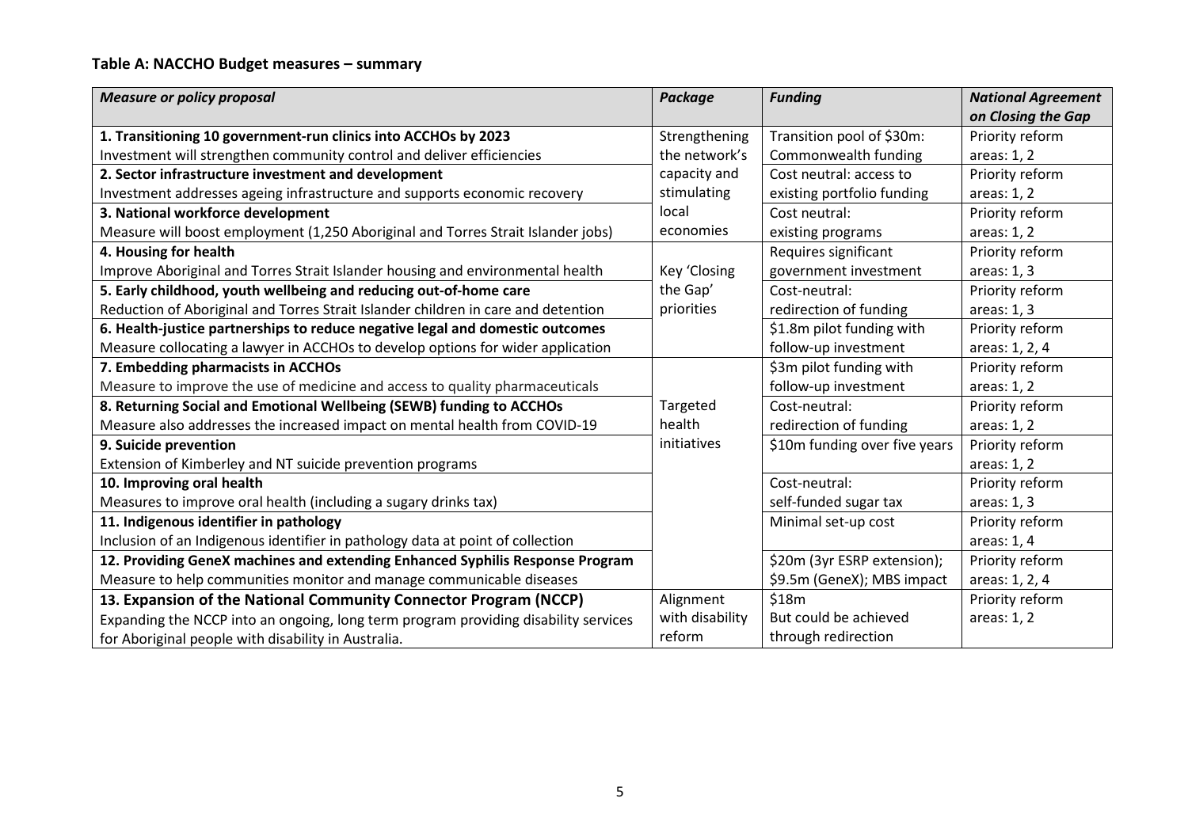**Table A: NACCHO Budget measures – summary**

| *Measure or policy proposal* | *Package* | *Funding* | *National Agreement on Closing the Gap* |
|---|---|---|---|
| **1. Transitioning 10 government-run clinics into ACCHOs by 2023** Investment will strengthen community control and deliver efficiencies | Strengthening the network's capacity and stimulating local economies | Transition pool of $30m: Commonwealth funding | Priority reform areas: 1, 2 |
| **2. Sector infrastructure investment and development** Investment addresses ageing infrastructure and supports economic recovery | | Cost neutral: access to existing portfolio funding | Priority reform areas: 1, 2 |
| **3. National workforce development** Measure will boost employment (1,250 Aboriginal and Torres Strait Islander jobs) | | Cost neutral: existing programs | Priority reform areas: 1, 2 |
| **4. Housing for health** Improve Aboriginal and Torres Strait Islander housing and environmental health | Key 'Closing the Gap' priorities | Requires significant government investment | Priority reform areas: 1, 3 |
| **5. Early childhood, youth wellbeing and reducing out-of-home care** Reduction of Aboriginal and Torres Strait Islander children in care and detention | | Cost-neutral: redirection of funding | Priority reform areas: 1, 3 |
| **6. Health-justice partnerships to reduce negative legal and domestic outcomes** Measure collocating a lawyer in ACCHOs to develop options for wider application | | $1.8m pilot funding with follow-up investment | Priority reform areas: 1, 2, 4 |
| **7. Embedding pharmacists in ACCHOs** Measure to improve the use of medicine and access to quality pharmaceuticals | Targeted health initiatives | $3m pilot funding with follow-up investment | Priority reform areas: 1, 2 |
| **8. Returning Social and Emotional Wellbeing (SEWB) funding to ACCHOs** Measure also addresses the increased impact on mental health from COVID-19 | | Cost-neutral: redirection of funding | Priority reform areas: 1, 2 |
| **9. Suicide prevention** Extension of Kimberley and NT suicide prevention programs | | $10m funding over five years | Priority reform areas: 1, 2 |
| **10. Improving oral health** Measures to improve oral health (including a sugary drinks tax) | | Cost-neutral: self-funded sugar tax | Priority reform areas: 1, 3 |
| **11. Indigenous identifier in pathology** Inclusion of an Indigenous identifier in pathology data at point of collection | | Minimal set-up cost | Priority reform areas: 1, 4 |
| **12. Providing GeneX machines and extending Enhanced Syphilis Response Program** Measure to help communities monitor and manage communicable diseases | | $20m (3yr ESRP extension); $9.5m (GeneX); MBS impact | Priority reform areas: 1, 2, 4 |
| **13. Expansion of the National Community Connector Program (NCCP)** Expanding the NCCP into an ongoing, long term program providing disability services for Aboriginal people with disability in Australia. | Alignment with disability reform | $18m But could be achieved through redirection | Priority reform areas: 1, 2 |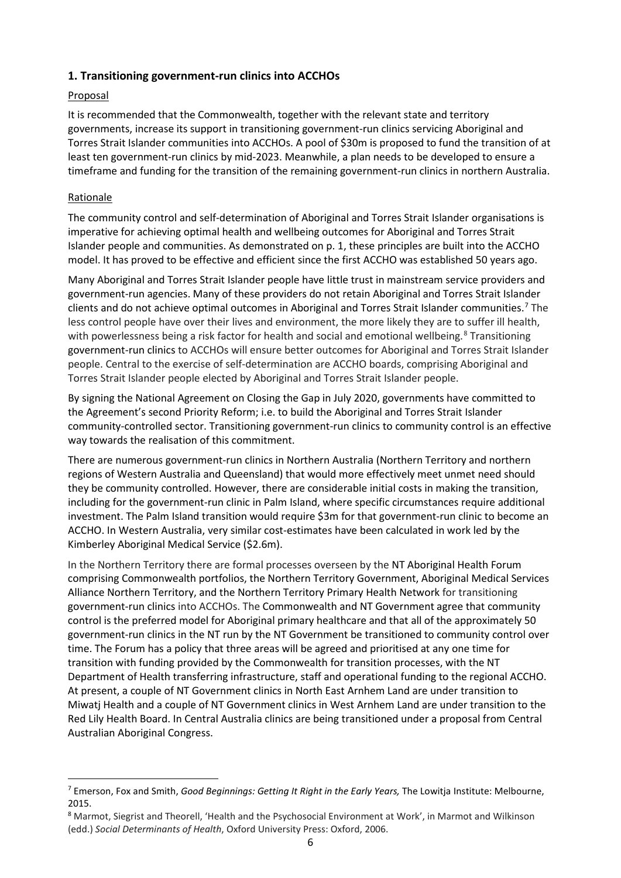## 1. Transitioning government-run clinics into ACCHOs

Proposal

It is recommended that the Commonwealth, together with the relevant state and territory governments, increase its support in transitioning government-run clinics servicing Aboriginal and Torres Strait Islander communities into ACCHOs. A pool of $30m is proposed to fund the transition of at least ten government-run clinics by mid-2023. Meanwhile, a plan needs to be developed to ensure a timeframe and funding for the transition of the remaining government-run clinics in northern Australia.

Rationale

The community control and self-determination of Aboriginal and Torres Strait Islander organisations is imperative for achieving optimal health and wellbeing outcomes for Aboriginal and Torres Strait Islander people and communities. As demonstrated on p. 1, these principles are built into the ACCHO model. It has proved to be effective and efficient since the first ACCHO was established 50 years ago.

Many Aboriginal and Torres Strait Islander people have little trust in mainstream service providers and government-run agencies. Many of these providers do not retain Aboriginal and Torres Strait Islander clients and do not achieve optimal outcomes in Aboriginal and Torres Strait Islander communities.[7] The less control people have over their lives and environment, the more likely they are to suffer ill health, with powerlessness being a risk factor for health and social and emotional wellbeing.[8] Transitioning government-run clinics to ACCHOs will ensure better outcomes for Aboriginal and Torres Strait Islander people. Central to the exercise of self-determination are ACCHO boards, comprising Aboriginal and Torres Strait Islander people elected by Aboriginal and Torres Strait Islander people.

By signing the National Agreement on Closing the Gap in July 2020, governments have committed to the Agreement's second Priority Reform; i.e. to build the Aboriginal and Torres Strait Islander community-controlled sector. Transitioning government-run clinics to community control is an effective way towards the realisation of this commitment.

There are numerous government-run clinics in Northern Australia (Northern Territory and northern regions of Western Australia and Queensland) that would more effectively meet unmet need should they be community controlled. However, there are considerable initial costs in making the transition, including for the government-run clinic in Palm Island, where specific circumstances require additional investment. The Palm Island transition would require $3m for that government-run clinic to become an ACCHO. In Western Australia, very similar cost-estimates have been calculated in work led by the Kimberley Aboriginal Medical Service ($2.6m).

In the Northern Territory there are formal processes overseen by the NT Aboriginal Health Forum comprising Commonwealth portfolios, the Northern Territory Government, Aboriginal Medical Services Alliance Northern Territory, and the Northern Territory Primary Health Network for transitioning government-run clinics into ACCHOs. The Commonwealth and NT Government agree that community control is the preferred model for Aboriginal primary healthcare and that all of the approximately 50 government-run clinics in the NT run by the NT Government be transitioned to community control over time. The Forum has a policy that three areas will be agreed and prioritised at any one time for transition with funding provided by the Commonwealth for transition processes, with the NT Department of Health transferring infrastructure, staff and operational funding to the regional ACCHO. At present, a couple of NT Government clinics in North East Arnhem Land are under transition to Miwatj Health and a couple of NT Government clinics in West Arnhem Land are under transition to the Red Lily Health Board. In Central Australia clinics are being transitioned under a proposal from Central Australian Aboriginal Congress.

---

[7] Emerson, Fox and Smith, *Good Beginnings: Getting It Right in the Early Years,* The Lowitja Institute: Melbourne, 2015.

[8] Marmot, Siegrist and Theorell, 'Health and the Psychosocial Environment at Work', in Marmot and Wilkinson (edd.) *Social Determinants of Health*, Oxford University Press: Oxford, 2006.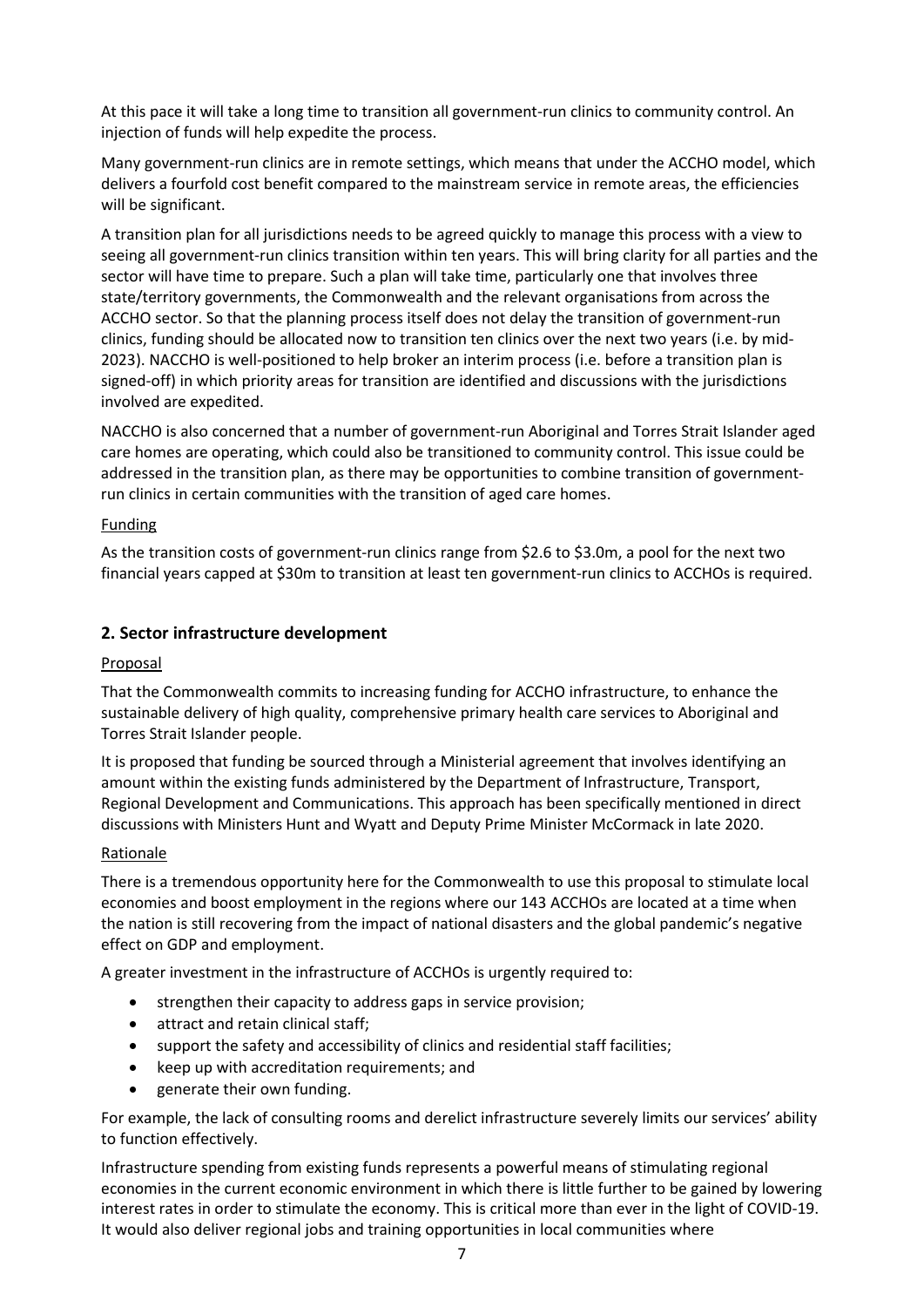At this pace it will take a long time to transition all government-run clinics to community control. An injection of funds will help expedite the process.

Many government-run clinics are in remote settings, which means that under the ACCHO model, which delivers a fourfold cost benefit compared to the mainstream service in remote areas, the efficiencies will be significant.

A transition plan for all jurisdictions needs to be agreed quickly to manage this process with a view to seeing all government-run clinics transition within ten years. This will bring clarity for all parties and the sector will have time to prepare. Such a plan will take time, particularly one that involves three state/territory governments, the Commonwealth and the relevant organisations from across the ACCHO sector. So that the planning process itself does not delay the transition of government-run clinics, funding should be allocated now to transition ten clinics over the next two years (i.e. by mid-2023). NACCHO is well-positioned to help broker an interim process (i.e. before a transition plan is signed-off) in which priority areas for transition are identified and discussions with the jurisdictions involved are expedited.

NACCHO is also concerned that a number of government-run Aboriginal and Torres Strait Islander aged care homes are operating, which could also be transitioned to community control. This issue could be addressed in the transition plan, as there may be opportunities to combine transition of government-run clinics in certain communities with the transition of aged care homes.

Funding

As the transition costs of government-run clinics range from $2.6 to $3.0m, a pool for the next two financial years capped at $30m to transition at least ten government-run clinics to ACCHOs is required.

## 2. Sector infrastructure development

Proposal

That the Commonwealth commits to increasing funding for ACCHO infrastructure, to enhance the sustainable delivery of high quality, comprehensive primary health care services to Aboriginal and Torres Strait Islander people.

It is proposed that funding be sourced through a Ministerial agreement that involves identifying an amount within the existing funds administered by the Department of Infrastructure, Transport, Regional Development and Communications. This approach has been specifically mentioned in direct discussions with Ministers Hunt and Wyatt and Deputy Prime Minister McCormack in late 2020.

Rationale

There is a tremendous opportunity here for the Commonwealth to use this proposal to stimulate local economies and boost employment in the regions where our 143 ACCHOs are located at a time when the nation is still recovering from the impact of national disasters and the global pandemic's negative effect on GDP and employment.

A greater investment in the infrastructure of ACCHOs is urgently required to:

- strengthen their capacity to address gaps in service provision;
- attract and retain clinical staff;
- support the safety and accessibility of clinics and residential staff facilities;
- keep up with accreditation requirements; and
- generate their own funding.

For example, the lack of consulting rooms and derelict infrastructure severely limits our services' ability to function effectively.

Infrastructure spending from existing funds represents a powerful means of stimulating regional economies in the current economic environment in which there is little further to be gained by lowering interest rates in order to stimulate the economy. This is critical more than ever in the light of COVID-19. It would also deliver regional jobs and training opportunities in local communities where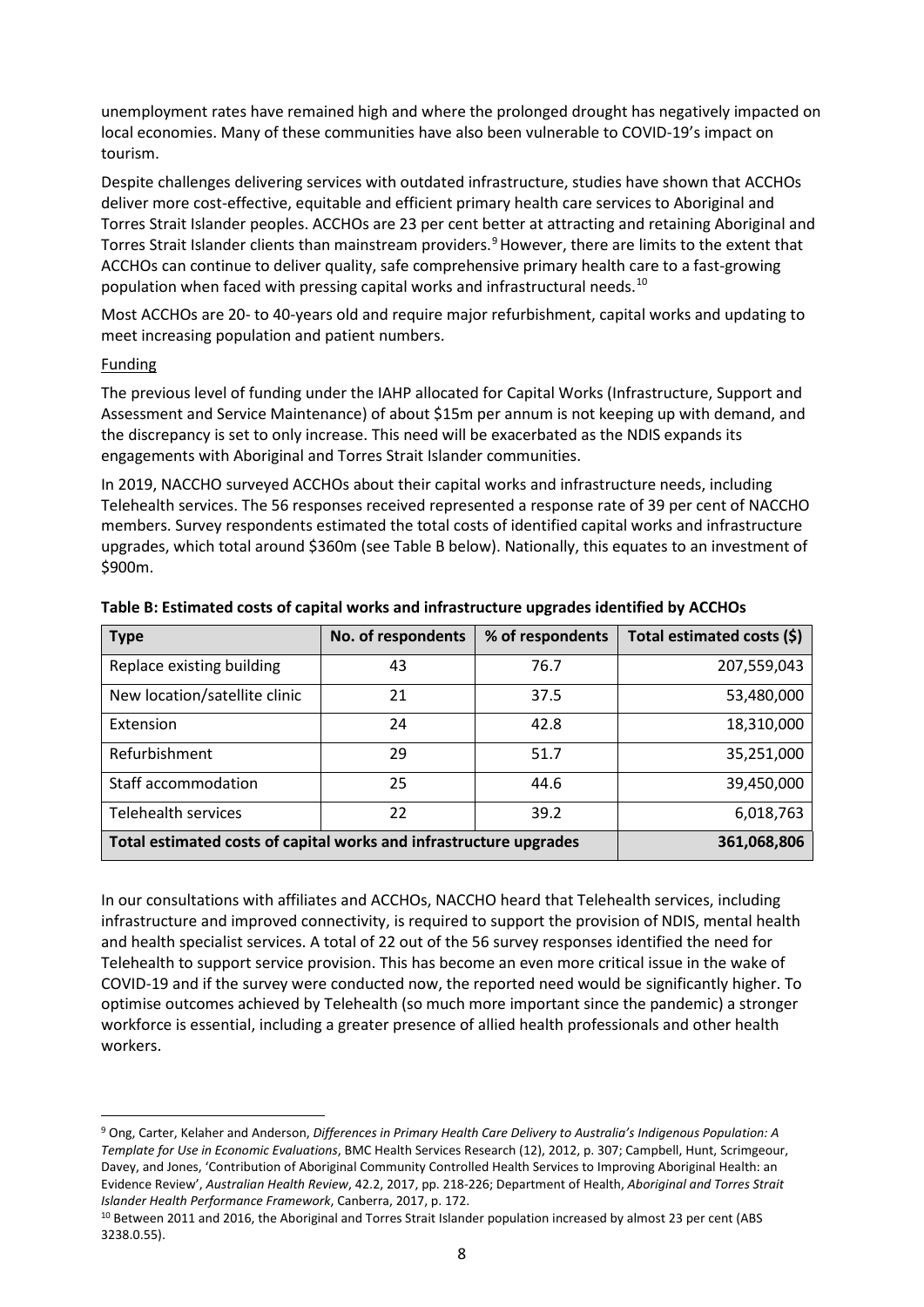unemployment rates have remained high and where the prolonged drought has negatively impacted on local economies. Many of these communities have also been vulnerable to COVID-19's impact on tourism.

Despite challenges delivering services with outdated infrastructure, studies have shown that ACCHOs deliver more cost-effective, equitable and efficient primary health care services to Aboriginal and Torres Strait Islander peoples. ACCHOs are 23 per cent better at attracting and retaining Aboriginal and Torres Strait Islander clients than mainstream providers.[9] However, there are limits to the extent that ACCHOs can continue to deliver quality, safe comprehensive primary health care to a fast-growing population when faced with pressing capital works and infrastructural needs.[10]

Most ACCHOs are 20- to 40-years old and require major refurbishment, capital works and updating to meet increasing population and patient numbers.

Funding

The previous level of funding under the IAHP allocated for Capital Works (Infrastructure, Support and Assessment and Service Maintenance) of about $15m per annum is not keeping up with demand, and the discrepancy is set to only increase. This need will be exacerbated as the NDIS expands its engagements with Aboriginal and Torres Strait Islander communities.

In 2019, NACCHO surveyed ACCHOs about their capital works and infrastructure needs, including Telehealth services. The 56 responses received represented a response rate of 39 per cent of NACCHO members. Survey respondents estimated the total costs of identified capital works and infrastructure upgrades, which total around $360m (see Table B below). Nationally, this equates to an investment of $900m.

**Table B: Estimated costs of capital works and infrastructure upgrades identified by ACCHOs**

| Type | No. of respondents | % of respondents | Total estimated costs ($) |
|---|---|---|---|
| Replace existing building | 43 | 76.7 | 207,559,043 |
| New location/satellite clinic | 21 | 37.5 | 53,480,000 |
| Extension | 24 | 42.8 | 18,310,000 |
| Refurbishment | 29 | 51.7 | 35,251,000 |
| Staff accommodation | 25 | 44.6 | 39,450,000 |
| Telehealth services | 22 | 39.2 | 6,018,763 |
| **Total estimated costs of capital works and infrastructure upgrades** | | | **361,068,806** |

In our consultations with affiliates and ACCHOs, NACCHO heard that Telehealth services, including infrastructure and improved connectivity, is required to support the provision of NDIS, mental health and health specialist services. A total of 22 out of the 56 survey responses identified the need for Telehealth to support service provision. This has become an even more critical issue in the wake of COVID-19 and if the survey were conducted now, the reported need would be significantly higher. To optimise outcomes achieved by Telehealth (so much more important since the pandemic) a stronger workforce is essential, including a greater presence of allied health professionals and other health workers.

---

[9] Ong, Carter, Kelaher and Anderson, *Differences in Primary Health Care Delivery to Australia's Indigenous Population: A Template for Use in Economic Evaluations*, BMC Health Services Research (12), 2012, p. 307; Campbell, Hunt, Scrimgeour, Davey, and Jones, 'Contribution of Aboriginal Community Controlled Health Services to Improving Aboriginal Health: an Evidence Review', *Australian Health Review*, 42.2, 2017, pp. 218-226; Department of Health, *Aboriginal and Torres Strait Islander Health Performance Framework*, Canberra, 2017, p. 172.

[10] Between 2011 and 2016, the Aboriginal and Torres Strait Islander population increased by almost 23 per cent (ABS 3238.0.55).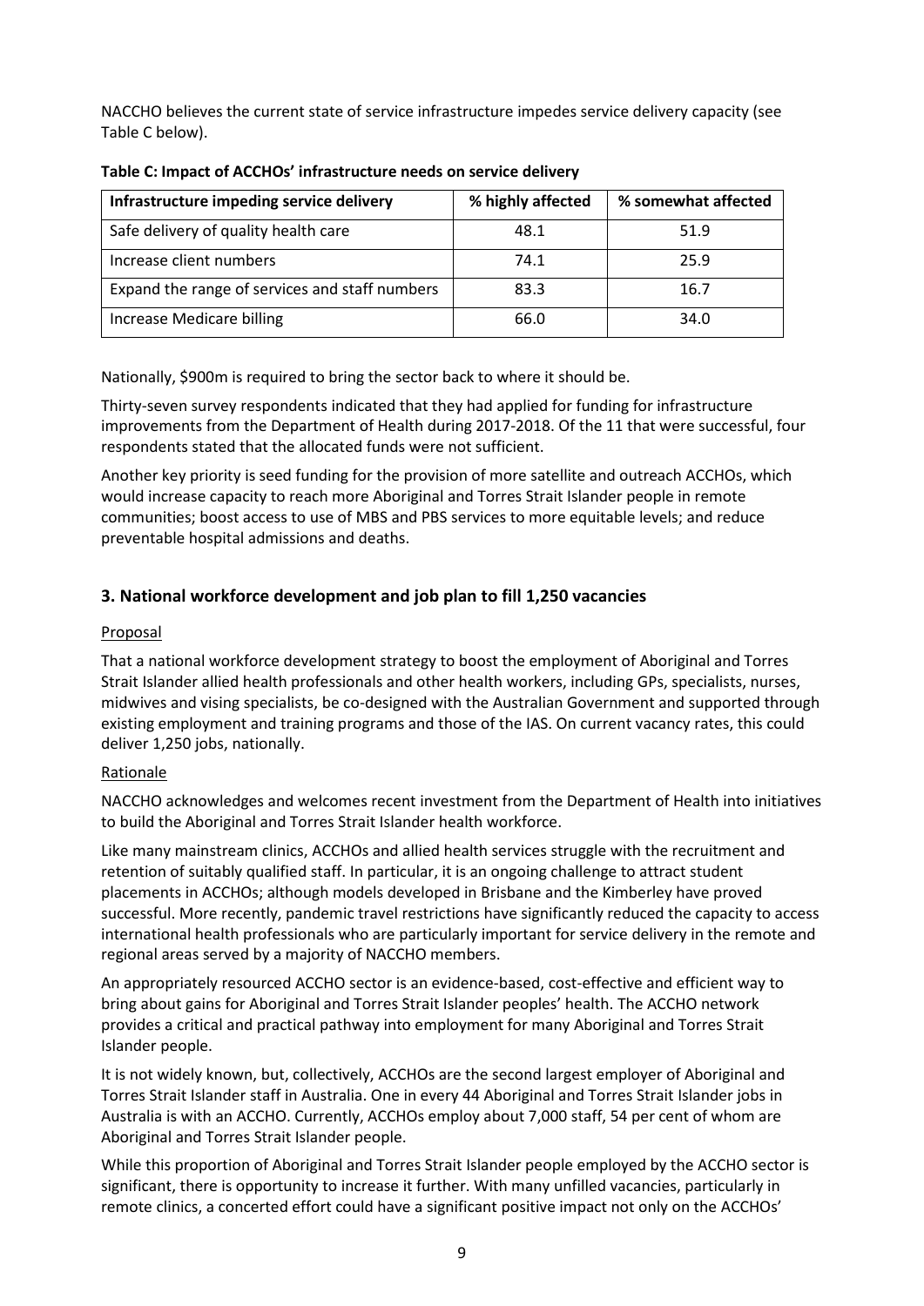NACCHO believes the current state of service infrastructure impedes service delivery capacity (see Table C below).

**Table C: Impact of ACCHOs' infrastructure needs on service delivery**

| Infrastructure impeding service delivery | % highly affected | % somewhat affected |
| --- | --- | --- |
| Safe delivery of quality health care | 48.1 | 51.9 |
| Increase client numbers | 74.1 | 25.9 |
| Expand the range of services and staff numbers | 83.3 | 16.7 |
| Increase Medicare billing | 66.0 | 34.0 |

Nationally, $900m is required to bring the sector back to where it should be.

Thirty-seven survey respondents indicated that they had applied for funding for infrastructure improvements from the Department of Health during 2017-2018. Of the 11 that were successful, four respondents stated that the allocated funds were not sufficient.

Another key priority is seed funding for the provision of more satellite and outreach ACCHOs, which would increase capacity to reach more Aboriginal and Torres Strait Islander people in remote communities; boost access to use of MBS and PBS services to more equitable levels; and reduce preventable hospital admissions and deaths.

## 3. National workforce development and job plan to fill 1,250 vacancies

Proposal

That a national workforce development strategy to boost the employment of Aboriginal and Torres Strait Islander allied health professionals and other health workers, including GPs, specialists, nurses, midwives and vising specialists, be co-designed with the Australian Government and supported through existing employment and training programs and those of the IAS. On current vacancy rates, this could deliver 1,250 jobs, nationally.

Rationale

NACCHO acknowledges and welcomes recent investment from the Department of Health into initiatives to build the Aboriginal and Torres Strait Islander health workforce.

Like many mainstream clinics, ACCHOs and allied health services struggle with the recruitment and retention of suitably qualified staff. In particular, it is an ongoing challenge to attract student placements in ACCHOs; although models developed in Brisbane and the Kimberley have proved successful. More recently, pandemic travel restrictions have significantly reduced the capacity to access international health professionals who are particularly important for service delivery in the remote and regional areas served by a majority of NACCHO members.

An appropriately resourced ACCHO sector is an evidence-based, cost-effective and efficient way to bring about gains for Aboriginal and Torres Strait Islander peoples' health. The ACCHO network provides a critical and practical pathway into employment for many Aboriginal and Torres Strait Islander people.

It is not widely known, but, collectively, ACCHOs are the second largest employer of Aboriginal and Torres Strait Islander staff in Australia. One in every 44 Aboriginal and Torres Strait Islander jobs in Australia is with an ACCHO. Currently, ACCHOs employ about 7,000 staff, 54 per cent of whom are Aboriginal and Torres Strait Islander people.

While this proportion of Aboriginal and Torres Strait Islander people employed by the ACCHO sector is significant, there is opportunity to increase it further. With many unfilled vacancies, particularly in remote clinics, a concerted effort could have a significant positive impact not only on the ACCHOs'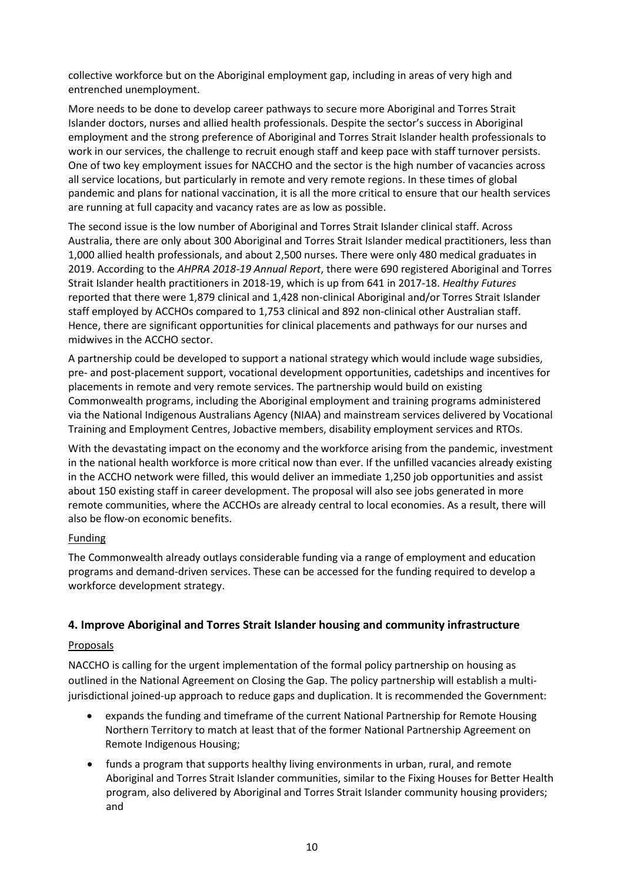collective workforce but on the Aboriginal employment gap, including in areas of very high and entrenched unemployment.

More needs to be done to develop career pathways to secure more Aboriginal and Torres Strait Islander doctors, nurses and allied health professionals. Despite the sector's success in Aboriginal employment and the strong preference of Aboriginal and Torres Strait Islander health professionals to work in our services, the challenge to recruit enough staff and keep pace with staff turnover persists. One of two key employment issues for NACCHO and the sector is the high number of vacancies across all service locations, but particularly in remote and very remote regions. In these times of global pandemic and plans for national vaccination, it is all the more critical to ensure that our health services are running at full capacity and vacancy rates are as low as possible.

The second issue is the low number of Aboriginal and Torres Strait Islander clinical staff. Across Australia, there are only about 300 Aboriginal and Torres Strait Islander medical practitioners, less than 1,000 allied health professionals, and about 2,500 nurses. There were only 480 medical graduates in 2019. According to the *AHPRA 2018-19 Annual Report*, there were 690 registered Aboriginal and Torres Strait Islander health practitioners in 2018-19, which is up from 641 in 2017-18. *Healthy Futures* reported that there were 1,879 clinical and 1,428 non-clinical Aboriginal and/or Torres Strait Islander staff employed by ACCHOs compared to 1,753 clinical and 892 non-clinical other Australian staff. Hence, there are significant opportunities for clinical placements and pathways for our nurses and midwives in the ACCHO sector.

A partnership could be developed to support a national strategy which would include wage subsidies, pre- and post-placement support, vocational development opportunities, cadetships and incentives for placements in remote and very remote services. The partnership would build on existing Commonwealth programs, including the Aboriginal employment and training programs administered via the National Indigenous Australians Agency (NIAA) and mainstream services delivered by Vocational Training and Employment Centres, Jobactive members, disability employment services and RTOs.

With the devastating impact on the economy and the workforce arising from the pandemic, investment in the national health workforce is more critical now than ever. If the unfilled vacancies already existing in the ACCHO network were filled, this would deliver an immediate 1,250 job opportunities and assist about 150 existing staff in career development. The proposal will also see jobs generated in more remote communities, where the ACCHOs are already central to local economies. As a result, there will also be flow-on economic benefits.

Funding

The Commonwealth already outlays considerable funding via a range of employment and education programs and demand-driven services. These can be accessed for the funding required to develop a workforce development strategy.

## 4. Improve Aboriginal and Torres Strait Islander housing and community infrastructure

Proposals

NACCHO is calling for the urgent implementation of the formal policy partnership on housing as outlined in the National Agreement on Closing the Gap. The policy partnership will establish a multi-jurisdictional joined-up approach to reduce gaps and duplication. It is recommended the Government:

- expands the funding and timeframe of the current National Partnership for Remote Housing Northern Territory to match at least that of the former National Partnership Agreement on Remote Indigenous Housing;
- funds a program that supports healthy living environments in urban, rural, and remote Aboriginal and Torres Strait Islander communities, similar to the Fixing Houses for Better Health program, also delivered by Aboriginal and Torres Strait Islander community housing providers; and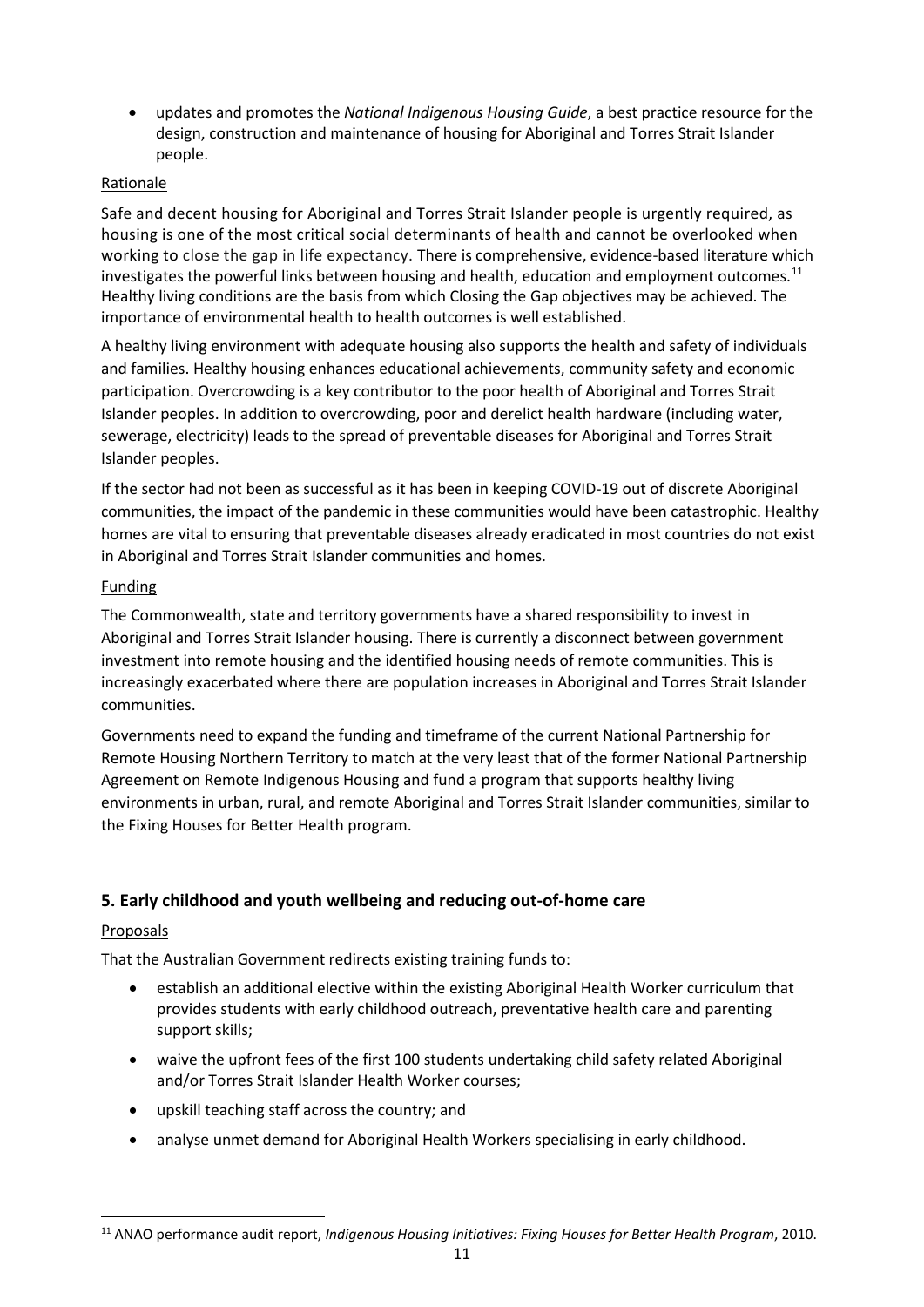- updates and promotes the *National Indigenous Housing Guide*, a best practice resource for the design, construction and maintenance of housing for Aboriginal and Torres Strait Islander people.

Rationale

Safe and decent housing for Aboriginal and Torres Strait Islander people is urgently required, as housing is one of the most critical social determinants of health and cannot be overlooked when working to close the gap in life expectancy. There is comprehensive, evidence-based literature which investigates the powerful links between housing and health, education and employment outcomes.[11] Healthy living conditions are the basis from which Closing the Gap objectives may be achieved. The importance of environmental health to health outcomes is well established.

A healthy living environment with adequate housing also supports the health and safety of individuals and families. Healthy housing enhances educational achievements, community safety and economic participation. Overcrowding is a key contributor to the poor health of Aboriginal and Torres Strait Islander peoples. In addition to overcrowding, poor and derelict health hardware (including water, sewerage, electricity) leads to the spread of preventable diseases for Aboriginal and Torres Strait Islander peoples.

If the sector had not been as successful as it has been in keeping COVID-19 out of discrete Aboriginal communities, the impact of the pandemic in these communities would have been catastrophic. Healthy homes are vital to ensuring that preventable diseases already eradicated in most countries do not exist in Aboriginal and Torres Strait Islander communities and homes.

Funding

The Commonwealth, state and territory governments have a shared responsibility to invest in Aboriginal and Torres Strait Islander housing. There is currently a disconnect between government investment into remote housing and the identified housing needs of remote communities. This is increasingly exacerbated where there are population increases in Aboriginal and Torres Strait Islander communities.

Governments need to expand the funding and timeframe of the current National Partnership for Remote Housing Northern Territory to match at the very least that of the former National Partnership Agreement on Remote Indigenous Housing and fund a program that supports healthy living environments in urban, rural, and remote Aboriginal and Torres Strait Islander communities, similar to the Fixing Houses for Better Health program.

## 5. Early childhood and youth wellbeing and reducing out-of-home care

Proposals

That the Australian Government redirects existing training funds to:

- establish an additional elective within the existing Aboriginal Health Worker curriculum that provides students with early childhood outreach, preventative health care and parenting support skills;
- waive the upfront fees of the first 100 students undertaking child safety related Aboriginal and/or Torres Strait Islander Health Worker courses;
- upskill teaching staff across the country; and
- analyse unmet demand for Aboriginal Health Workers specialising in early childhood.

[11] ANAO performance audit report, *Indigenous Housing Initiatives: Fixing Houses for Better Health Program*, 2010.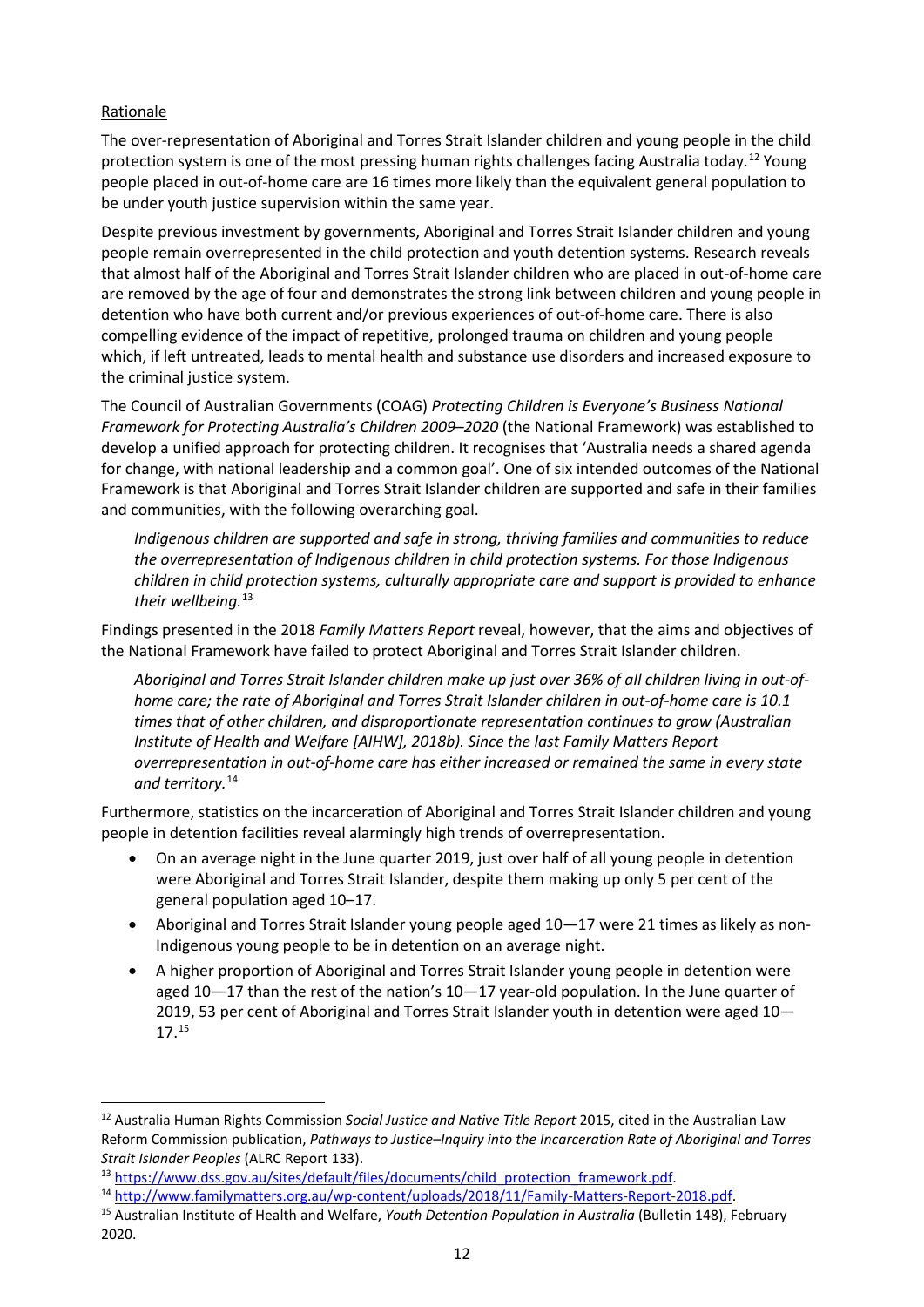Rationale

The over-representation of Aboriginal and Torres Strait Islander children and young people in the child protection system is one of the most pressing human rights challenges facing Australia today.[12] Young people placed in out-of-home care are 16 times more likely than the equivalent general population to be under youth justice supervision within the same year.

Despite previous investment by governments, Aboriginal and Torres Strait Islander children and young people remain overrepresented in the child protection and youth detention systems. Research reveals that almost half of the Aboriginal and Torres Strait Islander children who are placed in out-of-home care are removed by the age of four and demonstrates the strong link between children and young people in detention who have both current and/or previous experiences of out-of-home care. There is also compelling evidence of the impact of repetitive, prolonged trauma on children and young people which, if left untreated, leads to mental health and substance use disorders and increased exposure to the criminal justice system.

The Council of Australian Governments (COAG) *Protecting Children is Everyone's Business National Framework for Protecting Australia's Children 2009–2020* (the National Framework) was established to develop a unified approach for protecting children. It recognises that 'Australia needs a shared agenda for change, with national leadership and a common goal'. One of six intended outcomes of the National Framework is that Aboriginal and Torres Strait Islander children are supported and safe in their families and communities, with the following overarching goal.

> *Indigenous children are supported and safe in strong, thriving families and communities to reduce the overrepresentation of Indigenous children in child protection systems. For those Indigenous children in child protection systems, culturally appropriate care and support is provided to enhance their wellbeing.*[13]

Findings presented in the 2018 *Family Matters Report* reveal, however, that the aims and objectives of the National Framework have failed to protect Aboriginal and Torres Strait Islander children.

> *Aboriginal and Torres Strait Islander children make up just over 36% of all children living in out-of-home care; the rate of Aboriginal and Torres Strait Islander children in out-of-home care is 10.1 times that of other children, and disproportionate representation continues to grow (Australian Institute of Health and Welfare [AIHW], 2018b). Since the last Family Matters Report overrepresentation in out-of-home care has either increased or remained the same in every state and territory.*[14]

Furthermore, statistics on the incarceration of Aboriginal and Torres Strait Islander children and young people in detention facilities reveal alarmingly high trends of overrepresentation.

- On an average night in the June quarter 2019, just over half of all young people in detention were Aboriginal and Torres Strait Islander, despite them making up only 5 per cent of the general population aged 10–17.
- Aboriginal and Torres Strait Islander young people aged 10—17 were 21 times as likely as non-Indigenous young people to be in detention on an average night.
- A higher proportion of Aboriginal and Torres Strait Islander young people in detention were aged 10—17 than the rest of the nation's 10—17 year-old population. In the June quarter of 2019, 53 per cent of Aboriginal and Torres Strait Islander youth in detention were aged 10—17.[15]

---

[12] Australia Human Rights Commission *Social Justice and Native Title Report* 2015, cited in the Australian Law Reform Commission publication, *Pathways to Justice–Inquiry into the Incarceration Rate of Aboriginal and Torres Strait Islander Peoples* (ALRC Report 133).

[13] https://www.dss.gov.au/sites/default/files/documents/child_protection_framework.pdf.

[14] http://www.familymatters.org.au/wp-content/uploads/2018/11/Family-Matters-Report-2018.pdf.

[15] Australian Institute of Health and Welfare, *Youth Detention Population in Australia* (Bulletin 148), February 2020.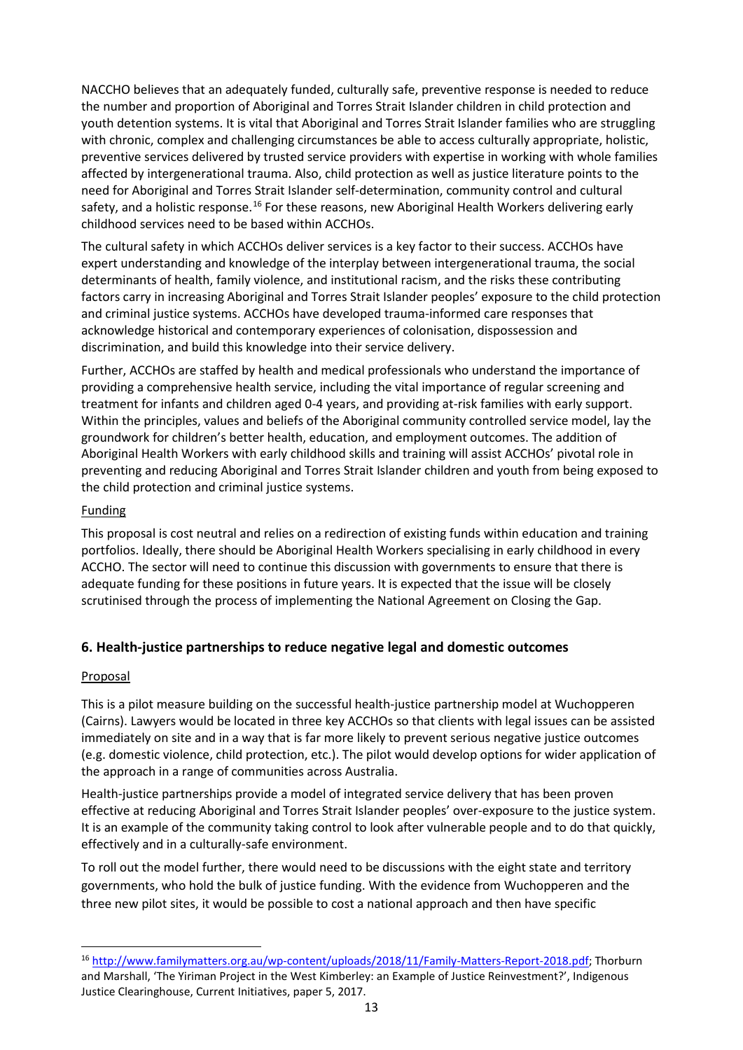NACCHO believes that an adequately funded, culturally safe, preventive response is needed to reduce the number and proportion of Aboriginal and Torres Strait Islander children in child protection and youth detention systems. It is vital that Aboriginal and Torres Strait Islander families who are struggling with chronic, complex and challenging circumstances be able to access culturally appropriate, holistic, preventive services delivered by trusted service providers with expertise in working with whole families affected by intergenerational trauma. Also, child protection as well as justice literature points to the need for Aboriginal and Torres Strait Islander self-determination, community control and cultural safety, and a holistic response.[16] For these reasons, new Aboriginal Health Workers delivering early childhood services need to be based within ACCHOs.

The cultural safety in which ACCHOs deliver services is a key factor to their success. ACCHOs have expert understanding and knowledge of the interplay between intergenerational trauma, the social determinants of health, family violence, and institutional racism, and the risks these contributing factors carry in increasing Aboriginal and Torres Strait Islander peoples' exposure to the child protection and criminal justice systems. ACCHOs have developed trauma-informed care responses that acknowledge historical and contemporary experiences of colonisation, dispossession and discrimination, and build this knowledge into their service delivery.

Further, ACCHOs are staffed by health and medical professionals who understand the importance of providing a comprehensive health service, including the vital importance of regular screening and treatment for infants and children aged 0-4 years, and providing at-risk families with early support. Within the principles, values and beliefs of the Aboriginal community controlled service model, lay the groundwork for children's better health, education, and employment outcomes. The addition of Aboriginal Health Workers with early childhood skills and training will assist ACCHOs' pivotal role in preventing and reducing Aboriginal and Torres Strait Islander children and youth from being exposed to the child protection and criminal justice systems.

Funding

This proposal is cost neutral and relies on a redirection of existing funds within education and training portfolios. Ideally, there should be Aboriginal Health Workers specialising in early childhood in every ACCHO. The sector will need to continue this discussion with governments to ensure that there is adequate funding for these positions in future years. It is expected that the issue will be closely scrutinised through the process of implementing the National Agreement on Closing the Gap.

## 6. Health-justice partnerships to reduce negative legal and domestic outcomes

Proposal

This is a pilot measure building on the successful health-justice partnership model at Wuchopperen (Cairns). Lawyers would be located in three key ACCHOs so that clients with legal issues can be assisted immediately on site and in a way that is far more likely to prevent serious negative justice outcomes (e.g. domestic violence, child protection, etc.). The pilot would develop options for wider application of the approach in a range of communities across Australia.

Health-justice partnerships provide a model of integrated service delivery that has been proven effective at reducing Aboriginal and Torres Strait Islander peoples' over-exposure to the justice system. It is an example of the community taking control to look after vulnerable people and to do that quickly, effectively and in a culturally-safe environment.

To roll out the model further, there would need to be discussions with the eight state and territory governments, who hold the bulk of justice funding. With the evidence from Wuchopperen and the three new pilot sites, it would be possible to cost a national approach and then have specific

[16] http://www.familymatters.org.au/wp-content/uploads/2018/11/Family-Matters-Report-2018.pdf; Thorburn and Marshall, 'The Yiriman Project in the West Kimberley: an Example of Justice Reinvestment?', Indigenous Justice Clearinghouse, Current Initiatives, paper 5, 2017.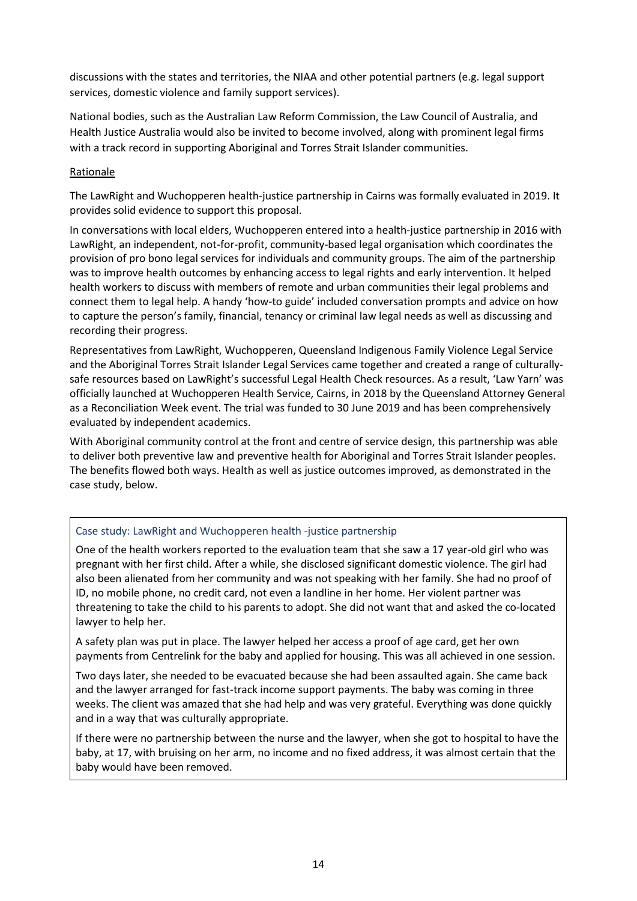discussions with the states and territories, the NIAA and other potential partners (e.g. legal support services, domestic violence and family support services).

National bodies, such as the Australian Law Reform Commission, the Law Council of Australia, and Health Justice Australia would also be invited to become involved, along with prominent legal firms with a track record in supporting Aboriginal and Torres Strait Islander communities.

Rationale

The LawRight and Wuchopperen health-justice partnership in Cairns was formally evaluated in 2019. It provides solid evidence to support this proposal.

In conversations with local elders, Wuchopperen entered into a health-justice partnership in 2016 with LawRight, an independent, not-for-profit, community-based legal organisation which coordinates the provision of pro bono legal services for individuals and community groups. The aim of the partnership was to improve health outcomes by enhancing access to legal rights and early intervention. It helped health workers to discuss with members of remote and urban communities their legal problems and connect them to legal help. A handy 'how-to guide' included conversation prompts and advice on how to capture the person's family, financial, tenancy or criminal law legal needs as well as discussing and recording their progress.

Representatives from LawRight, Wuchopperen, Queensland Indigenous Family Violence Legal Service and the Aboriginal Torres Strait Islander Legal Services came together and created a range of culturally-safe resources based on LawRight's successful Legal Health Check resources. As a result, 'Law Yarn' was officially launched at Wuchopperen Health Service, Cairns, in 2018 by the Queensland Attorney General as a Reconciliation Week event. The trial was funded to 30 June 2019 and has been comprehensively evaluated by independent academics.

With Aboriginal community control at the front and centre of service design, this partnership was able to deliver both preventive law and preventive health for Aboriginal and Torres Strait Islander peoples. The benefits flowed both ways. Health as well as justice outcomes improved, as demonstrated in the case study, below.

### Case study: LawRight and Wuchopperen health -justice partnership

One of the health workers reported to the evaluation team that she saw a 17 year-old girl who was pregnant with her first child. After a while, she disclosed significant domestic violence. The girl had also been alienated from her community and was not speaking with her family. She had no proof of ID, no mobile phone, no credit card, not even a landline in her home. Her violent partner was threatening to take the child to his parents to adopt. She did not want that and asked the co-located lawyer to help her.

A safety plan was put in place. The lawyer helped her access a proof of age card, get her own payments from Centrelink for the baby and applied for housing. This was all achieved in one session.

Two days later, she needed to be evacuated because she had been assaulted again. She came back and the lawyer arranged for fast-track income support payments. The baby was coming in three weeks. The client was amazed that she had help and was very grateful. Everything was done quickly and in a way that was culturally appropriate.

If there were no partnership between the nurse and the lawyer, when she got to hospital to have the baby, at 17, with bruising on her arm, no income and no fixed address, it was almost certain that the baby would have been removed.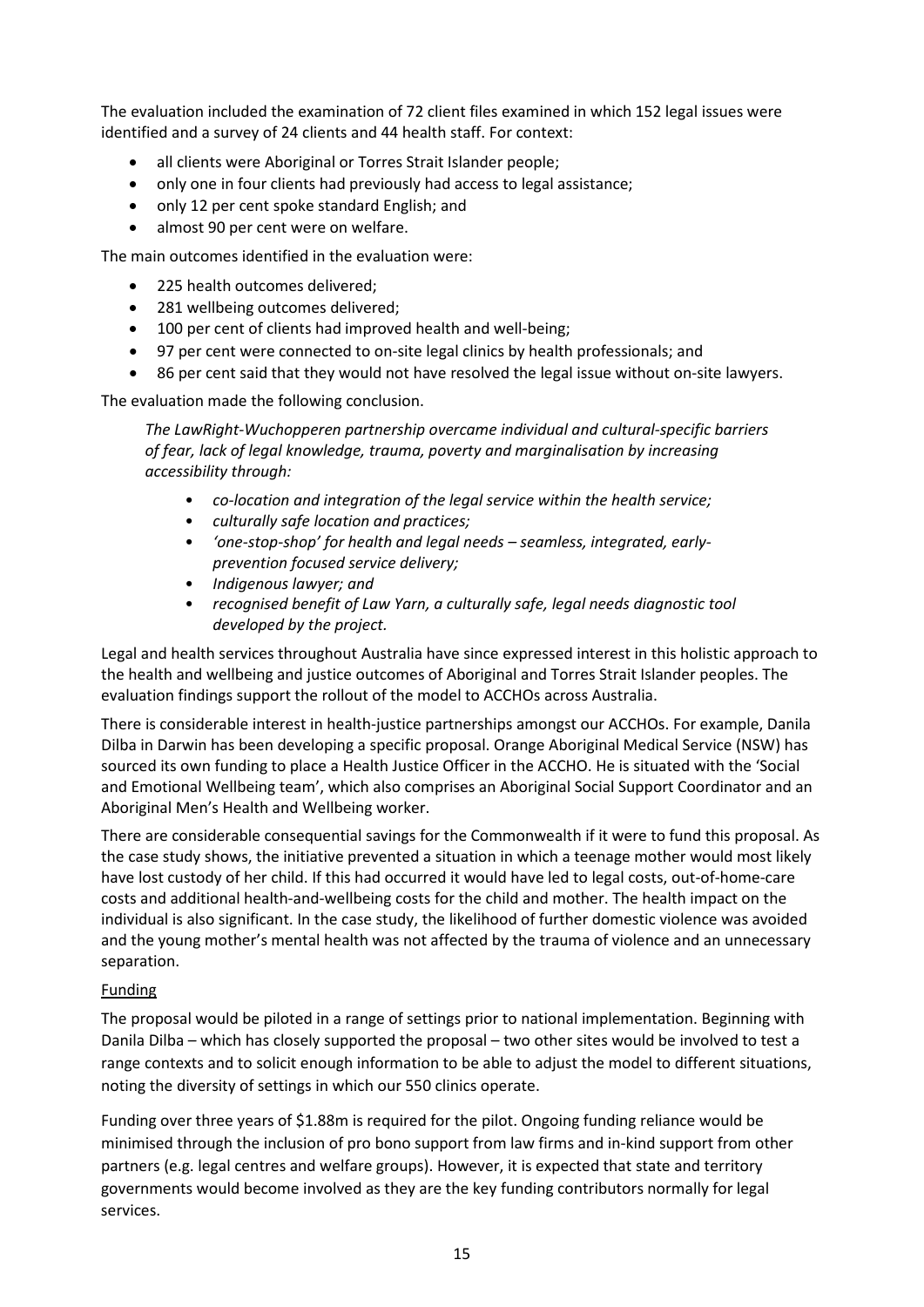The evaluation included the examination of 72 client files examined in which 152 legal issues were identified and a survey of 24 clients and 44 health staff. For context:

- all clients were Aboriginal or Torres Strait Islander people;
- only one in four clients had previously had access to legal assistance;
- only 12 per cent spoke standard English; and
- almost 90 per cent were on welfare.

The main outcomes identified in the evaluation were:

- 225 health outcomes delivered;
- 281 wellbeing outcomes delivered;
- 100 per cent of clients had improved health and well-being;
- 97 per cent were connected to on-site legal clinics by health professionals; and
- 86 per cent said that they would not have resolved the legal issue without on-site lawyers.

The evaluation made the following conclusion.

> *The LawRight-Wuchopperen partnership overcame individual and cultural-specific barriers of fear, lack of legal knowledge, trauma, poverty and marginalisation by increasing accessibility through:*
>
> - *co-location and integration of the legal service within the health service;*
> - *culturally safe location and practices;*
> - *'one-stop-shop' for health and legal needs – seamless, integrated, early-prevention focused service delivery;*
> - *Indigenous lawyer; and*
> - *recognised benefit of Law Yarn, a culturally safe, legal needs diagnostic tool developed by the project.*

Legal and health services throughout Australia have since expressed interest in this holistic approach to the health and wellbeing and justice outcomes of Aboriginal and Torres Strait Islander peoples. The evaluation findings support the rollout of the model to ACCHOs across Australia.

There is considerable interest in health-justice partnerships amongst our ACCHOs. For example, Danila Dilba in Darwin has been developing a specific proposal. Orange Aboriginal Medical Service (NSW) has sourced its own funding to place a Health Justice Officer in the ACCHO. He is situated with the 'Social and Emotional Wellbeing team', which also comprises an Aboriginal Social Support Coordinator and an Aboriginal Men's Health and Wellbeing worker.

There are considerable consequential savings for the Commonwealth if it were to fund this proposal. As the case study shows, the initiative prevented a situation in which a teenage mother would most likely have lost custody of her child. If this had occurred it would have led to legal costs, out-of-home-care costs and additional health-and-wellbeing costs for the child and mother. The health impact on the individual is also significant. In the case study, the likelihood of further domestic violence was avoided and the young mother's mental health was not affected by the trauma of violence and an unnecessary separation.

<u>Funding</u>

The proposal would be piloted in a range of settings prior to national implementation. Beginning with Danila Dilba – which has closely supported the proposal – two other sites would be involved to test a range contexts and to solicit enough information to be able to adjust the model to different situations, noting the diversity of settings in which our 550 clinics operate.

Funding over three years of $1.88m is required for the pilot. Ongoing funding reliance would be minimised through the inclusion of pro bono support from law firms and in-kind support from other partners (e.g. legal centres and welfare groups). However, it is expected that state and territory governments would become involved as they are the key funding contributors normally for legal services.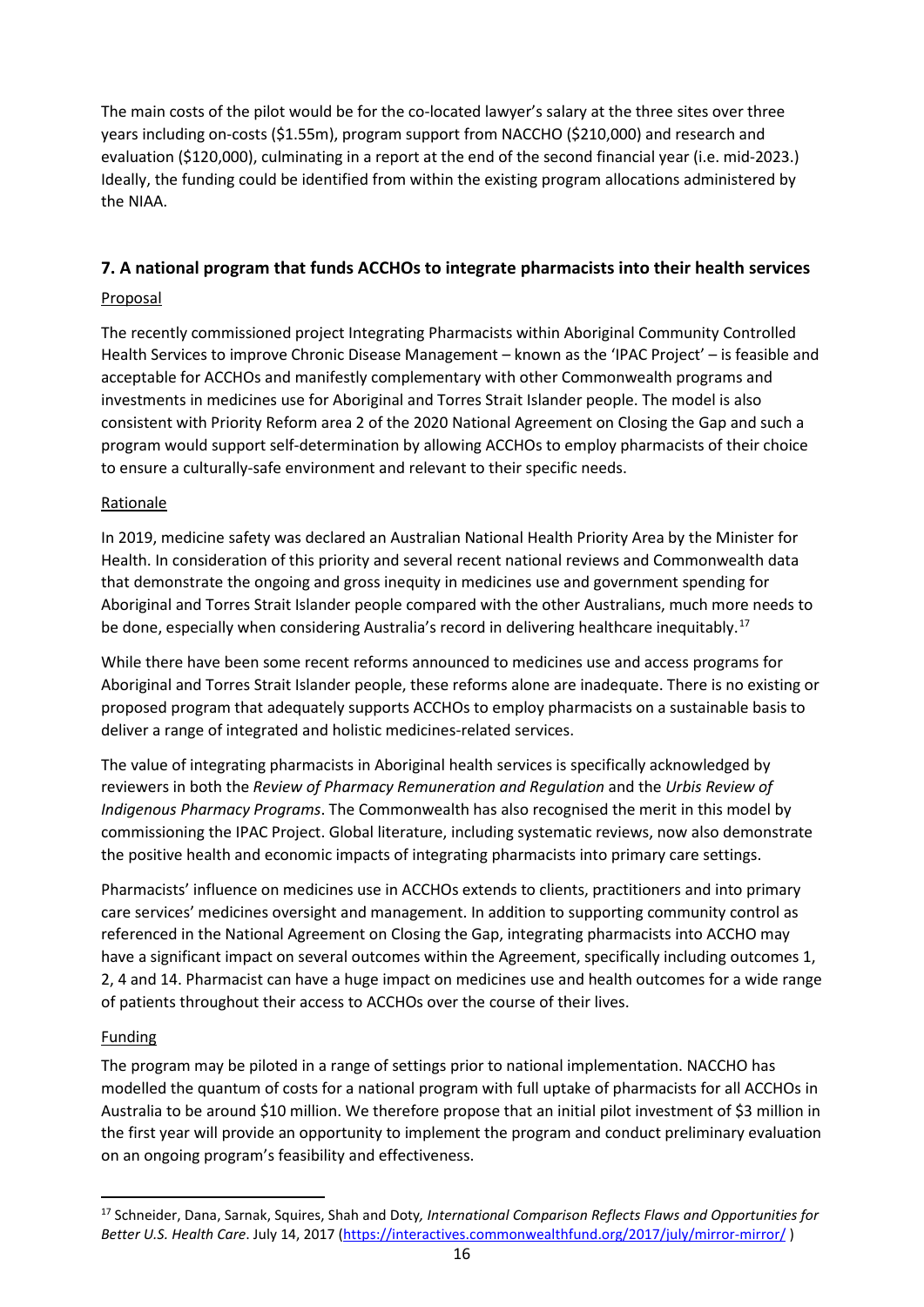The main costs of the pilot would be for the co-located lawyer's salary at the three sites over three years including on-costs ($1.55m), program support from NACCHO ($210,000) and research and evaluation ($120,000), culminating in a report at the end of the second financial year (i.e. mid-2023.) Ideally, the funding could be identified from within the existing program allocations administered by the NIAA.

## 7. A national program that funds ACCHOs to integrate pharmacists into their health services

### Proposal

The recently commissioned project Integrating Pharmacists within Aboriginal Community Controlled Health Services to improve Chronic Disease Management – known as the 'IPAC Project' – is feasible and acceptable for ACCHOs and manifestly complementary with other Commonwealth programs and investments in medicines use for Aboriginal and Torres Strait Islander people. The model is also consistent with Priority Reform area 2 of the 2020 National Agreement on Closing the Gap and such a program would support self-determination by allowing ACCHOs to employ pharmacists of their choice to ensure a culturally-safe environment and relevant to their specific needs.

### Rationale

In 2019, medicine safety was declared an Australian National Health Priority Area by the Minister for Health. In consideration of this priority and several recent national reviews and Commonwealth data that demonstrate the ongoing and gross inequity in medicines use and government spending for Aboriginal and Torres Strait Islander people compared with the other Australians, much more needs to be done, especially when considering Australia's record in delivering healthcare inequitably.[17]

While there have been some recent reforms announced to medicines use and access programs for Aboriginal and Torres Strait Islander people, these reforms alone are inadequate. There is no existing or proposed program that adequately supports ACCHOs to employ pharmacists on a sustainable basis to deliver a range of integrated and holistic medicines-related services.

The value of integrating pharmacists in Aboriginal health services is specifically acknowledged by reviewers in both the *Review of Pharmacy Remuneration and Regulation* and the *Urbis Review of Indigenous Pharmacy Programs*. The Commonwealth has also recognised the merit in this model by commissioning the IPAC Project. Global literature, including systematic reviews, now also demonstrate the positive health and economic impacts of integrating pharmacists into primary care settings.

Pharmacists' influence on medicines use in ACCHOs extends to clients, practitioners and into primary care services' medicines oversight and management. In addition to supporting community control as referenced in the National Agreement on Closing the Gap, integrating pharmacists into ACCHO may have a significant impact on several outcomes within the Agreement, specifically including outcomes 1, 2, 4 and 14. Pharmacist can have a huge impact on medicines use and health outcomes for a wide range of patients throughout their access to ACCHOs over the course of their lives.

### Funding

The program may be piloted in a range of settings prior to national implementation. NACCHO has modelled the quantum of costs for a national program with full uptake of pharmacists for all ACCHOs in Australia to be around $10 million. We therefore propose that an initial pilot investment of $3 million in the first year will provide an opportunity to implement the program and conduct preliminary evaluation on an ongoing program's feasibility and effectiveness.

---

[17] Schneider, Dana, Sarnak, Squires, Shah and Doty, *International Comparison Reflects Flaws and Opportunities for Better U.S. Health Care*. July 14, 2017 (https://interactives.commonwealthfund.org/2017/july/mirror-mirror/ )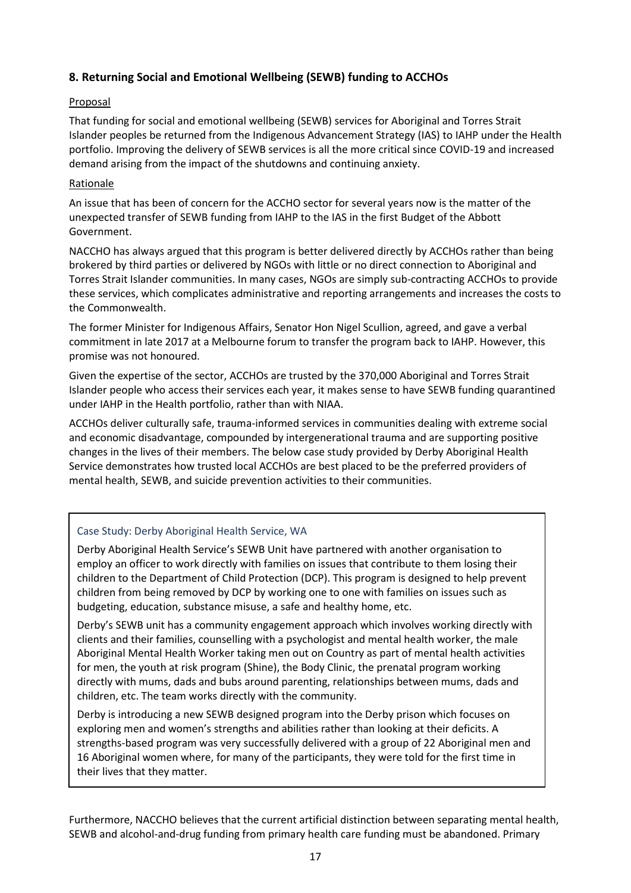### 8. Returning Social and Emotional Wellbeing (SEWB) funding to ACCHOs

Proposal

That funding for social and emotional wellbeing (SEWB) services for Aboriginal and Torres Strait Islander peoples be returned from the Indigenous Advancement Strategy (IAS) to IAHP under the Health portfolio. Improving the delivery of SEWB services is all the more critical since COVID-19 and increased demand arising from the impact of the shutdowns and continuing anxiety.

Rationale

An issue that has been of concern for the ACCHO sector for several years now is the matter of the unexpected transfer of SEWB funding from IAHP to the IAS in the first Budget of the Abbott Government.

NACCHO has always argued that this program is better delivered directly by ACCHOs rather than being brokered by third parties or delivered by NGOs with little or no direct connection to Aboriginal and Torres Strait Islander communities. In many cases, NGOs are simply sub-contracting ACCHOs to provide these services, which complicates administrative and reporting arrangements and increases the costs to the Commonwealth.

The former Minister for Indigenous Affairs, Senator Hon Nigel Scullion, agreed, and gave a verbal commitment in late 2017 at a Melbourne forum to transfer the program back to IAHP. However, this promise was not honoured.

Given the expertise of the sector, ACCHOs are trusted by the 370,000 Aboriginal and Torres Strait Islander people who access their services each year, it makes sense to have SEWB funding quarantined under IAHP in the Health portfolio, rather than with NIAA.

ACCHOs deliver culturally safe, trauma-informed services in communities dealing with extreme social and economic disadvantage, compounded by intergenerational trauma and are supporting positive changes in the lives of their members. The below case study provided by Derby Aboriginal Health Service demonstrates how trusted local ACCHOs are best placed to be the preferred providers of mental health, SEWB, and suicide prevention activities to their communities.

> **Case Study: Derby Aboriginal Health Service, WA**
>
> Derby Aboriginal Health Service's SEWB Unit have partnered with another organisation to employ an officer to work directly with families on issues that contribute to them losing their children to the Department of Child Protection (DCP). This program is designed to help prevent children from being removed by DCP by working one to one with families on issues such as budgeting, education, substance misuse, a safe and healthy home, etc.
>
> Derby's SEWB unit has a community engagement approach which involves working directly with clients and their families, counselling with a psychologist and mental health worker, the male Aboriginal Mental Health Worker taking men out on Country as part of mental health activities for men, the youth at risk program (Shine), the Body Clinic, the prenatal program working directly with mums, dads and bubs around parenting, relationships between mums, dads and children, etc. The team works directly with the community.
>
> Derby is introducing a new SEWB designed program into the Derby prison which focuses on exploring men and women's strengths and abilities rather than looking at their deficits. A strengths-based program was very successfully delivered with a group of 22 Aboriginal men and 16 Aboriginal women where, for many of the participants, they were told for the first time in their lives that they matter.

Furthermore, NACCHO believes that the current artificial distinction between separating mental health, SEWB and alcohol-and-drug funding from primary health care funding must be abandoned. Primary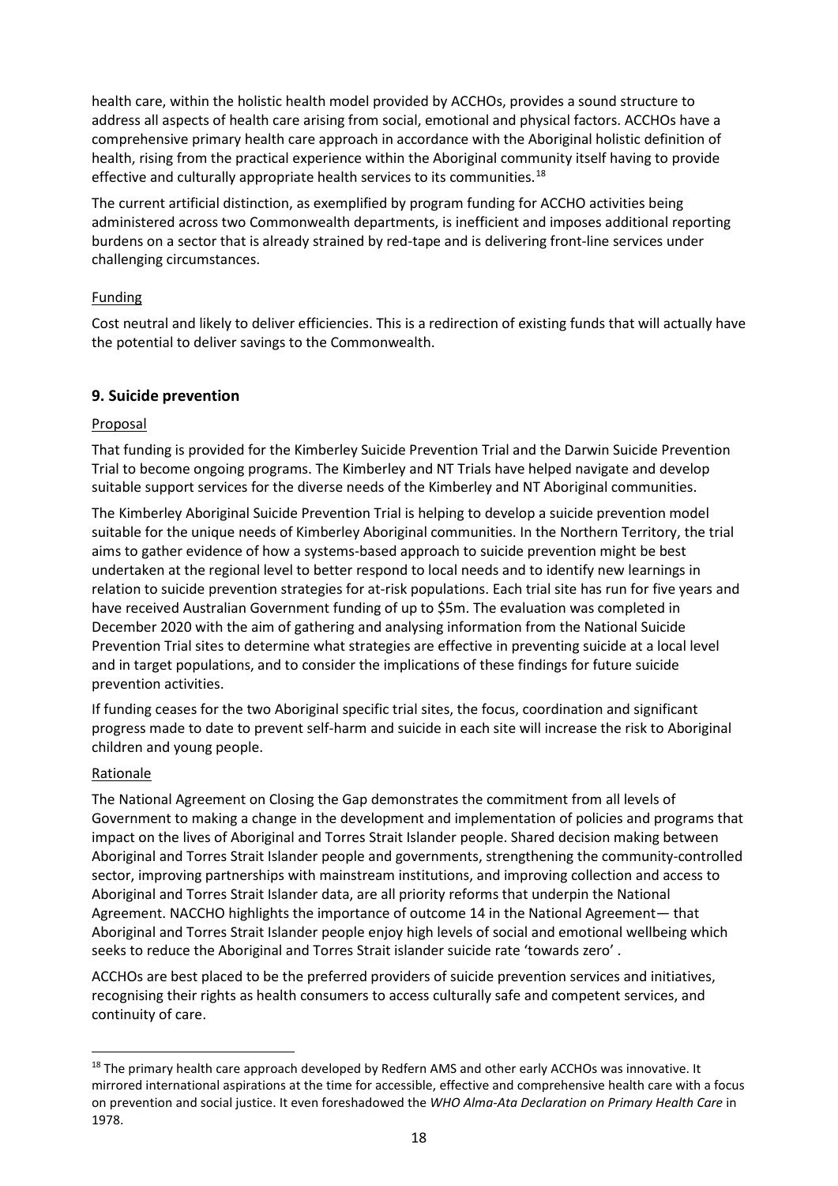health care, within the holistic health model provided by ACCHOs, provides a sound structure to address all aspects of health care arising from social, emotional and physical factors. ACCHOs have a comprehensive primary health care approach in accordance with the Aboriginal holistic definition of health, rising from the practical experience within the Aboriginal community itself having to provide effective and culturally appropriate health services to its communities.[18]

The current artificial distinction, as exemplified by program funding for ACCHO activities being administered across two Commonwealth departments, is inefficient and imposes additional reporting burdens on a sector that is already strained by red-tape and is delivering front-line services under challenging circumstances.

Funding

Cost neutral and likely to deliver efficiencies. This is a redirection of existing funds that will actually have the potential to deliver savings to the Commonwealth.

### 9. Suicide prevention

Proposal

That funding is provided for the Kimberley Suicide Prevention Trial and the Darwin Suicide Prevention Trial to become ongoing programs. The Kimberley and NT Trials have helped navigate and develop suitable support services for the diverse needs of the Kimberley and NT Aboriginal communities.

The Kimberley Aboriginal Suicide Prevention Trial is helping to develop a suicide prevention model suitable for the unique needs of Kimberley Aboriginal communities. In the Northern Territory, the trial aims to gather evidence of how a systems-based approach to suicide prevention might be best undertaken at the regional level to better respond to local needs and to identify new learnings in relation to suicide prevention strategies for at-risk populations. Each trial site has run for five years and have received Australian Government funding of up to $5m. The evaluation was completed in December 2020 with the aim of gathering and analysing information from the National Suicide Prevention Trial sites to determine what strategies are effective in preventing suicide at a local level and in target populations, and to consider the implications of these findings for future suicide prevention activities.

If funding ceases for the two Aboriginal specific trial sites, the focus, coordination and significant progress made to date to prevent self-harm and suicide in each site will increase the risk to Aboriginal children and young people.

Rationale

The National Agreement on Closing the Gap demonstrates the commitment from all levels of Government to making a change in the development and implementation of policies and programs that impact on the lives of Aboriginal and Torres Strait Islander people. Shared decision making between Aboriginal and Torres Strait Islander people and governments, strengthening the community-controlled sector, improving partnerships with mainstream institutions, and improving collection and access to Aboriginal and Torres Strait Islander data, are all priority reforms that underpin the National Agreement. NACCHO highlights the importance of outcome 14 in the National Agreement— that Aboriginal and Torres Strait Islander people enjoy high levels of social and emotional wellbeing which seeks to reduce the Aboriginal and Torres Strait islander suicide rate 'towards zero' .

ACCHOs are best placed to be the preferred providers of suicide prevention services and initiatives, recognising their rights as health consumers to access culturally safe and competent services, and continuity of care.

---

[18] The primary health care approach developed by Redfern AMS and other early ACCHOs was innovative. It mirrored international aspirations at the time for accessible, effective and comprehensive health care with a focus on prevention and social justice. It even foreshadowed the *WHO Alma-Ata Declaration on Primary Health Care* in 1978.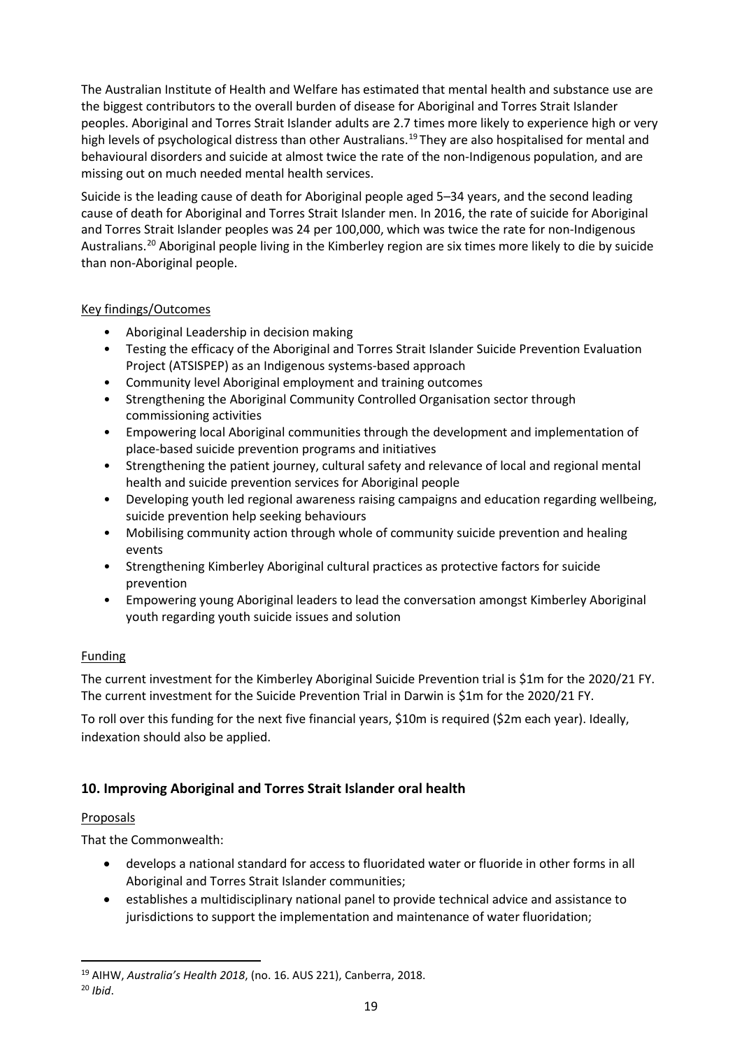The Australian Institute of Health and Welfare has estimated that mental health and substance use are the biggest contributors to the overall burden of disease for Aboriginal and Torres Strait Islander peoples. Aboriginal and Torres Strait Islander adults are 2.7 times more likely to experience high or very high levels of psychological distress than other Australians.[19] They are also hospitalised for mental and behavioural disorders and suicide at almost twice the rate of the non-Indigenous population, and are missing out on much needed mental health services.

Suicide is the leading cause of death for Aboriginal people aged 5–34 years, and the second leading cause of death for Aboriginal and Torres Strait Islander men. In 2016, the rate of suicide for Aboriginal and Torres Strait Islander peoples was 24 per 100,000, which was twice the rate for non-Indigenous Australians.[20] Aboriginal people living in the Kimberley region are six times more likely to die by suicide than non-Aboriginal people.

Key findings/Outcomes

- Aboriginal Leadership in decision making
- Testing the efficacy of the Aboriginal and Torres Strait Islander Suicide Prevention Evaluation Project (ATSISPEP) as an Indigenous systems-based approach
- Community level Aboriginal employment and training outcomes
- Strengthening the Aboriginal Community Controlled Organisation sector through commissioning activities
- Empowering local Aboriginal communities through the development and implementation of place-based suicide prevention programs and initiatives
- Strengthening the patient journey, cultural safety and relevance of local and regional mental health and suicide prevention services for Aboriginal people
- Developing youth led regional awareness raising campaigns and education regarding wellbeing, suicide prevention help seeking behaviours
- Mobilising community action through whole of community suicide prevention and healing events
- Strengthening Kimberley Aboriginal cultural practices as protective factors for suicide prevention
- Empowering young Aboriginal leaders to lead the conversation amongst Kimberley Aboriginal youth regarding youth suicide issues and solution

Funding

The current investment for the Kimberley Aboriginal Suicide Prevention trial is $1m for the 2020/21 FY. The current investment for the Suicide Prevention Trial in Darwin is $1m for the 2020/21 FY.

To roll over this funding for the next five financial years, $10m is required ($2m each year). Ideally, indexation should also be applied.

## 10. Improving Aboriginal and Torres Strait Islander oral health

Proposals

That the Commonwealth:

- develops a national standard for access to fluoridated water or fluoride in other forms in all Aboriginal and Torres Strait Islander communities;
- establishes a multidisciplinary national panel to provide technical advice and assistance to jurisdictions to support the implementation and maintenance of water fluoridation;

[19] AIHW, *Australia's Health 2018*, (no. 16. AUS 221), Canberra, 2018.

[20] *Ibid*.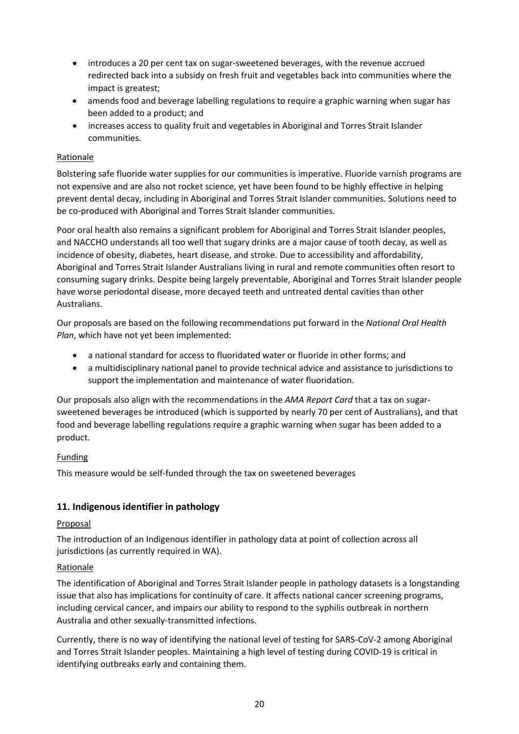- introduces a 20 per cent tax on sugar-sweetened beverages, with the revenue accrued redirected back into a subsidy on fresh fruit and vegetables back into communities where the impact is greatest;
- amends food and beverage labelling regulations to require a graphic warning when sugar has been added to a product; and
- increases access to quality fruit and vegetables in Aboriginal and Torres Strait Islander communities.

Rationale

Bolstering safe fluoride water supplies for our communities is imperative. Fluoride varnish programs are not expensive and are also not rocket science, yet have been found to be highly effective in helping prevent dental decay, including in Aboriginal and Torres Strait Islander communities. Solutions need to be co-produced with Aboriginal and Torres Strait Islander communities.

Poor oral health also remains a significant problem for Aboriginal and Torres Strait Islander peoples, and NACCHO understands all too well that sugary drinks are a major cause of tooth decay, as well as incidence of obesity, diabetes, heart disease, and stroke. Due to accessibility and affordability, Aboriginal and Torres Strait Islander Australians living in rural and remote communities often resort to consuming sugary drinks. Despite being largely preventable, Aboriginal and Torres Strait Islander people have worse periodontal disease, more decayed teeth and untreated dental cavities than other Australians.

Our proposals are based on the following recommendations put forward in the *National Oral Health Plan*, which have not yet been implemented:

- a national standard for access to fluoridated water or fluoride in other forms; and
- a multidisciplinary national panel to provide technical advice and assistance to jurisdictions to support the implementation and maintenance of water fluoridation.

Our proposals also align with the recommendations in the *AMA Report Card* that a tax on sugar-sweetened beverages be introduced (which is supported by nearly 70 per cent of Australians), and that food and beverage labelling regulations require a graphic warning when sugar has been added to a product.

Funding

This measure would be self-funded through the tax on sweetened beverages

## 11. Indigenous identifier in pathology

Proposal

The introduction of an Indigenous identifier in pathology data at point of collection across all jurisdictions (as currently required in WA).

Rationale

The identification of Aboriginal and Torres Strait Islander people in pathology datasets is a longstanding issue that also has implications for continuity of care. It affects national cancer screening programs, including cervical cancer, and impairs our ability to respond to the syphilis outbreak in northern Australia and other sexually-transmitted infections.

Currently, there is no way of identifying the national level of testing for SARS-CoV-2 among Aboriginal and Torres Strait Islander peoples. Maintaining a high level of testing during COVID-19 is critical in identifying outbreaks early and containing them.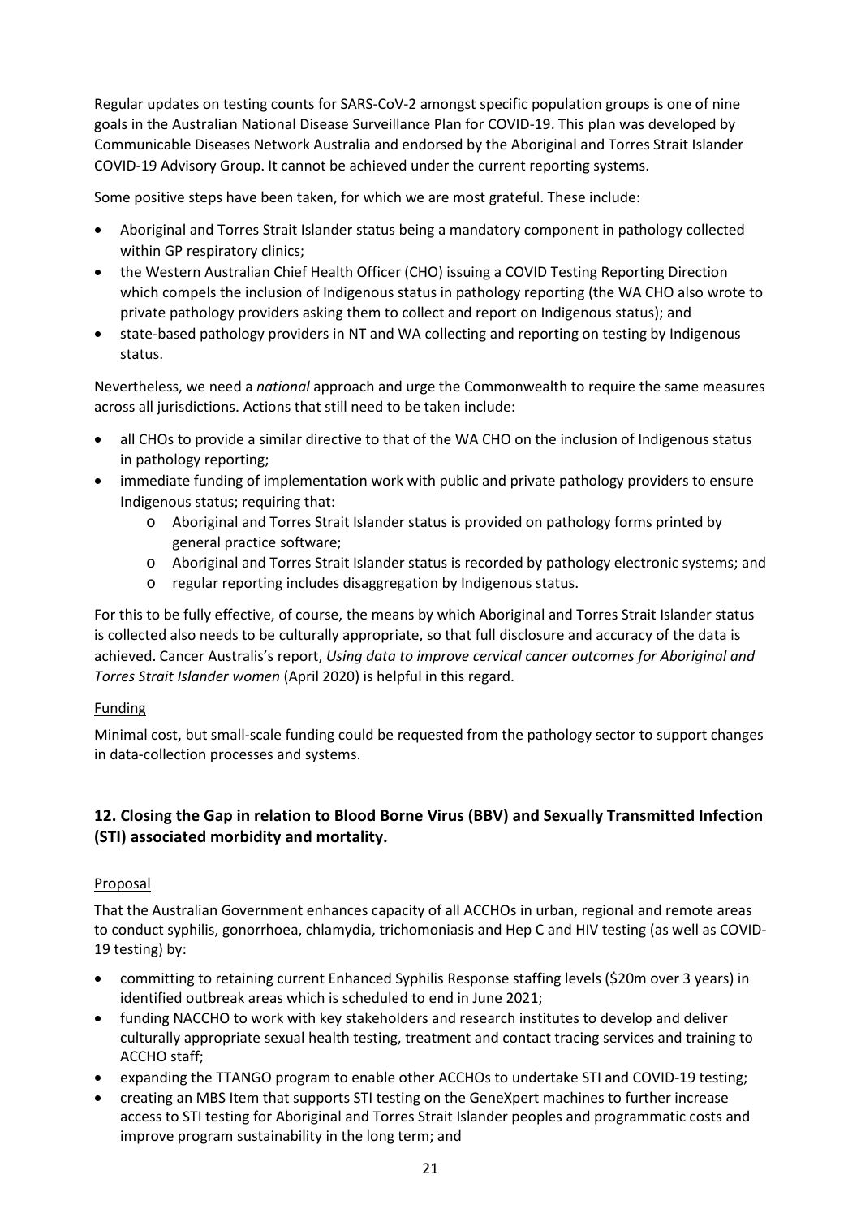Regular updates on testing counts for SARS-CoV-2 amongst specific population groups is one of nine goals in the Australian National Disease Surveillance Plan for COVID-19. This plan was developed by Communicable Diseases Network Australia and endorsed by the Aboriginal and Torres Strait Islander COVID-19 Advisory Group. It cannot be achieved under the current reporting systems.

Some positive steps have been taken, for which we are most grateful. These include:

- Aboriginal and Torres Strait Islander status being a mandatory component in pathology collected within GP respiratory clinics;
- the Western Australian Chief Health Officer (CHO) issuing a COVID Testing Reporting Direction which compels the inclusion of Indigenous status in pathology reporting (the WA CHO also wrote to private pathology providers asking them to collect and report on Indigenous status); and
- state-based pathology providers in NT and WA collecting and reporting on testing by Indigenous status.

Nevertheless, we need a *national* approach and urge the Commonwealth to require the same measures across all jurisdictions. Actions that still need to be taken include:

- all CHOs to provide a similar directive to that of the WA CHO on the inclusion of Indigenous status in pathology reporting;
- immediate funding of implementation work with public and private pathology providers to ensure Indigenous status; requiring that:
  - Aboriginal and Torres Strait Islander status is provided on pathology forms printed by general practice software;
  - Aboriginal and Torres Strait Islander status is recorded by pathology electronic systems; and
  - regular reporting includes disaggregation by Indigenous status.

For this to be fully effective, of course, the means by which Aboriginal and Torres Strait Islander status is collected also needs to be culturally appropriate, so that full disclosure and accuracy of the data is achieved. Cancer Australis's report, *Using data to improve cervical cancer outcomes for Aboriginal and Torres Strait Islander women* (April 2020) is helpful in this regard.

Funding

Minimal cost, but small-scale funding could be requested from the pathology sector to support changes in data-collection processes and systems.

### 12. Closing the Gap in relation to Blood Borne Virus (BBV) and Sexually Transmitted Infection (STI) associated morbidity and mortality.

Proposal

That the Australian Government enhances capacity of all ACCHOs in urban, regional and remote areas to conduct syphilis, gonorrhoea, chlamydia, trichomoniasis and Hep C and HIV testing (as well as COVID-19 testing) by:

- committing to retaining current Enhanced Syphilis Response staffing levels ($20m over 3 years) in identified outbreak areas which is scheduled to end in June 2021;
- funding NACCHO to work with key stakeholders and research institutes to develop and deliver culturally appropriate sexual health testing, treatment and contact tracing services and training to ACCHO staff;
- expanding the TTANGO program to enable other ACCHOs to undertake STI and COVID-19 testing;
- creating an MBS Item that supports STI testing on the GeneXpert machines to further increase access to STI testing for Aboriginal and Torres Strait Islander peoples and programmatic costs and improve program sustainability in the long term; and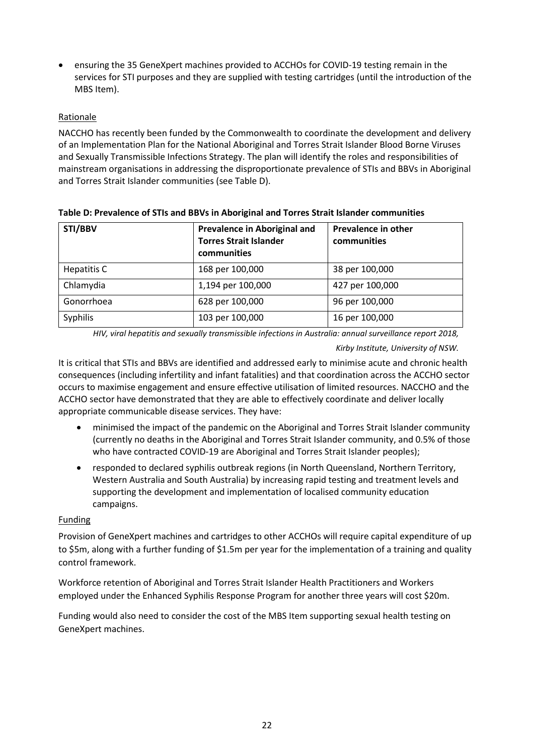- ensuring the 35 GeneXpert machines provided to ACCHOs for COVID-19 testing remain in the services for STI purposes and they are supplied with testing cartridges (until the introduction of the MBS Item).

Rationale

NACCHO has recently been funded by the Commonwealth to coordinate the development and delivery of an Implementation Plan for the National Aboriginal and Torres Strait Islander Blood Borne Viruses and Sexually Transmissible Infections Strategy. The plan will identify the roles and responsibilities of mainstream organisations in addressing the disproportionate prevalence of STIs and BBVs in Aboriginal and Torres Strait Islander communities (see Table D).

**Table D: Prevalence of STIs and BBVs in Aboriginal and Torres Strait Islander communities**

| STI/BBV | Prevalence in Aboriginal and Torres Strait Islander communities | Prevalence in other communities |
|---|---|---|
| Hepatitis C | 168 per 100,000 | 38 per 100,000 |
| Chlamydia | 1,194 per 100,000 | 427 per 100,000 |
| Gonorrhoea | 628 per 100,000 | 96 per 100,000 |
| Syphilis | 103 per 100,000 | 16 per 100,000 |

*HIV, viral hepatitis and sexually transmissible infections in Australia: annual surveillance report 2018, Kirby Institute, University of NSW.*

It is critical that STIs and BBVs are identified and addressed early to minimise acute and chronic health consequences (including infertility and infant fatalities) and that coordination across the ACCHO sector occurs to maximise engagement and ensure effective utilisation of limited resources. NACCHO and the ACCHO sector have demonstrated that they are able to effectively coordinate and deliver locally appropriate communicable disease services. They have:

- minimised the impact of the pandemic on the Aboriginal and Torres Strait Islander community (currently no deaths in the Aboriginal and Torres Strait Islander community, and 0.5% of those who have contracted COVID-19 are Aboriginal and Torres Strait Islander peoples);
- responded to declared syphilis outbreak regions (in North Queensland, Northern Territory, Western Australia and South Australia) by increasing rapid testing and treatment levels and supporting the development and implementation of localised community education campaigns.

Funding

Provision of GeneXpert machines and cartridges to other ACCHOs will require capital expenditure of up to $5m, along with a further funding of $1.5m per year for the implementation of a training and quality control framework.

Workforce retention of Aboriginal and Torres Strait Islander Health Practitioners and Workers employed under the Enhanced Syphilis Response Program for another three years will cost $20m.

Funding would also need to consider the cost of the MBS Item supporting sexual health testing on GeneXpert machines.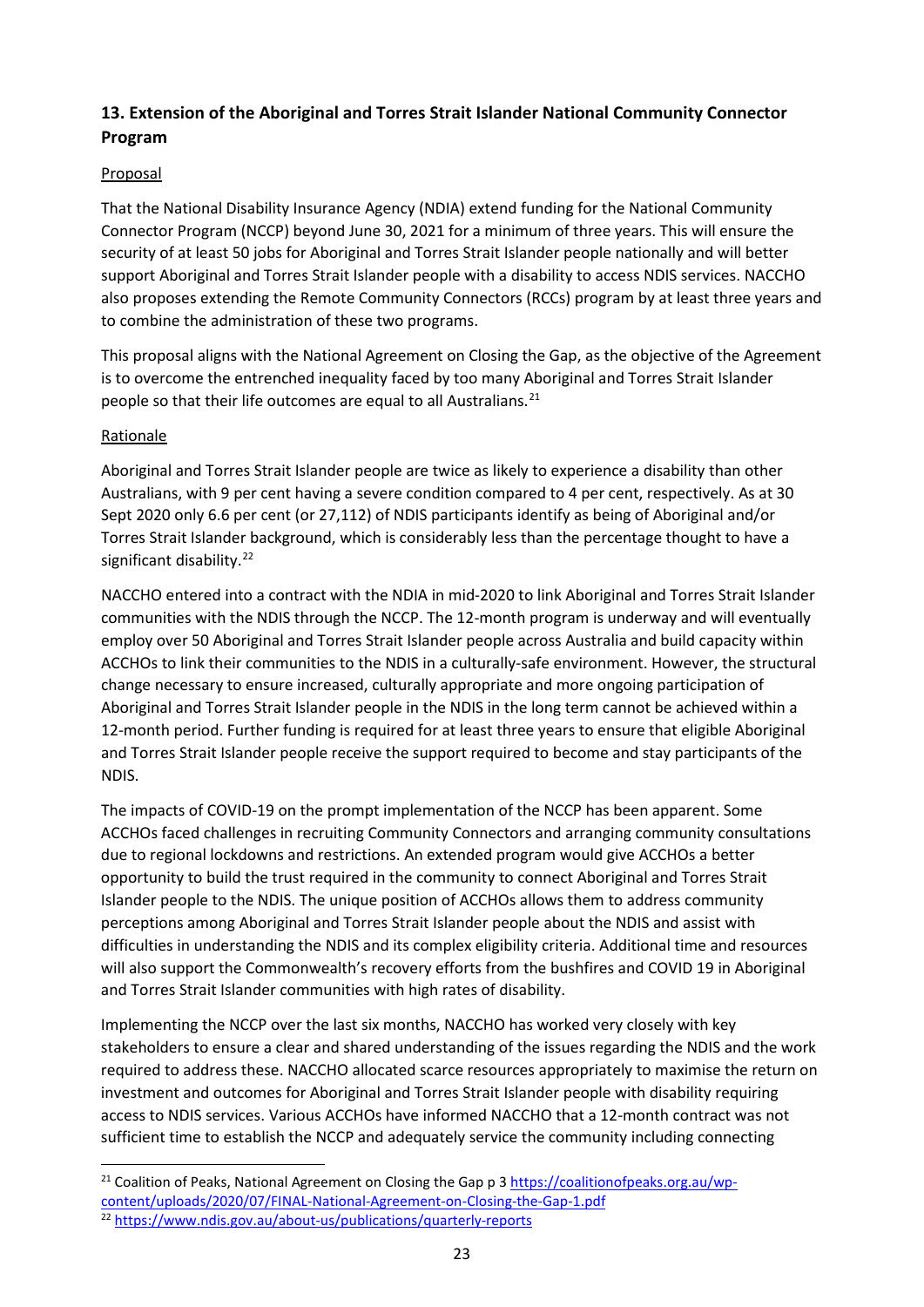## 13. Extension of the Aboriginal and Torres Strait Islander National Community Connector Program

Proposal

That the National Disability Insurance Agency (NDIA) extend funding for the National Community Connector Program (NCCP) beyond June 30, 2021 for a minimum of three years. This will ensure the security of at least 50 jobs for Aboriginal and Torres Strait Islander people nationally and will better support Aboriginal and Torres Strait Islander people with a disability to access NDIS services. NACCHO also proposes extending the Remote Community Connectors (RCCs) program by at least three years and to combine the administration of these two programs.

This proposal aligns with the National Agreement on Closing the Gap, as the objective of the Agreement is to overcome the entrenched inequality faced by too many Aboriginal and Torres Strait Islander people so that their life outcomes are equal to all Australians.[21]

Rationale

Aboriginal and Torres Strait Islander people are twice as likely to experience a disability than other Australians, with 9 per cent having a severe condition compared to 4 per cent, respectively. As at 30 Sept 2020 only 6.6 per cent (or 27,112) of NDIS participants identify as being of Aboriginal and/or Torres Strait Islander background, which is considerably less than the percentage thought to have a significant disability.[22]

NACCHO entered into a contract with the NDIA in mid-2020 to link Aboriginal and Torres Strait Islander communities with the NDIS through the NCCP. The 12-month program is underway and will eventually employ over 50 Aboriginal and Torres Strait Islander people across Australia and build capacity within ACCHOs to link their communities to the NDIS in a culturally-safe environment. However, the structural change necessary to ensure increased, culturally appropriate and more ongoing participation of Aboriginal and Torres Strait Islander people in the NDIS in the long term cannot be achieved within a 12-month period. Further funding is required for at least three years to ensure that eligible Aboriginal and Torres Strait Islander people receive the support required to become and stay participants of the NDIS.

The impacts of COVID-19 on the prompt implementation of the NCCP has been apparent. Some ACCHOs faced challenges in recruiting Community Connectors and arranging community consultations due to regional lockdowns and restrictions. An extended program would give ACCHOs a better opportunity to build the trust required in the community to connect Aboriginal and Torres Strait Islander people to the NDIS. The unique position of ACCHOs allows them to address community perceptions among Aboriginal and Torres Strait Islander people about the NDIS and assist with difficulties in understanding the NDIS and its complex eligibility criteria. Additional time and resources will also support the Commonwealth's recovery efforts from the bushfires and COVID 19 in Aboriginal and Torres Strait Islander communities with high rates of disability.

Implementing the NCCP over the last six months, NACCHO has worked very closely with key stakeholders to ensure a clear and shared understanding of the issues regarding the NDIS and the work required to address these. NACCHO allocated scarce resources appropriately to maximise the return on investment and outcomes for Aboriginal and Torres Strait Islander people with disability requiring access to NDIS services. Various ACCHOs have informed NACCHO that a 12-month contract was not sufficient time to establish the NCCP and adequately service the community including connecting

---

[21] Coalition of Peaks, National Agreement on Closing the Gap p 3 https://coalitionofpeaks.org.au/wp-content/uploads/2020/07/FINAL-National-Agreement-on-Closing-the-Gap-1.pdf

[22] https://www.ndis.gov.au/about-us/publications/quarterly-reports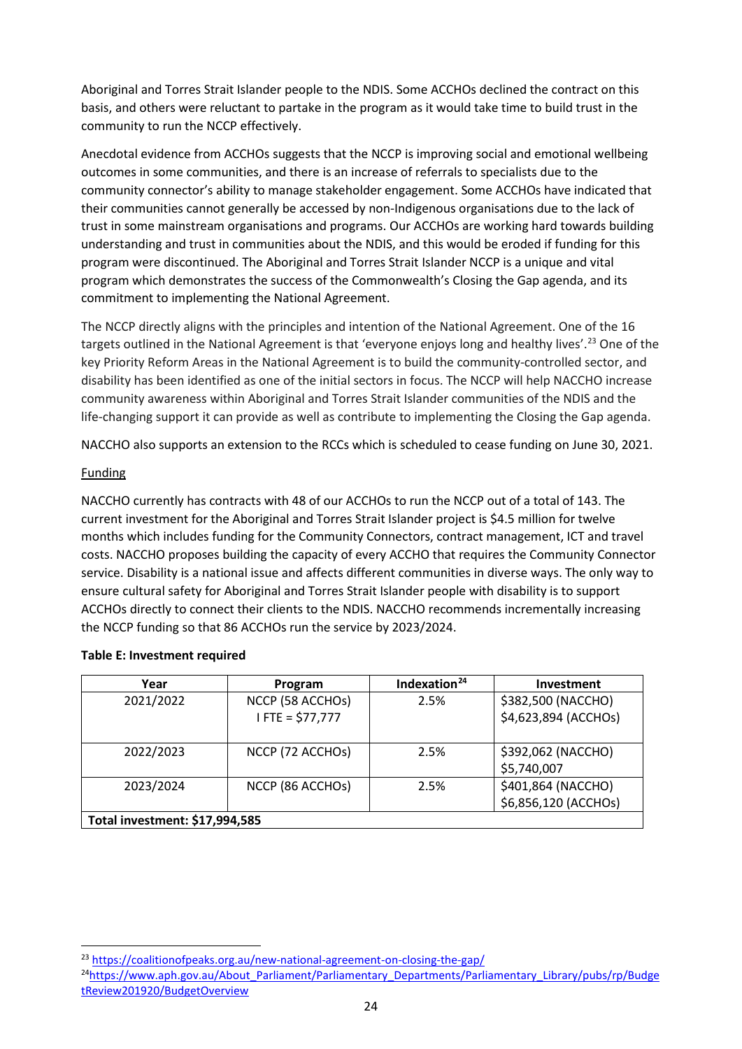Aboriginal and Torres Strait Islander people to the NDIS. Some ACCHOs declined the contract on this basis, and others were reluctant to partake in the program as it would take time to build trust in the community to run the NCCP effectively.

Anecdotal evidence from ACCHOs suggests that the NCCP is improving social and emotional wellbeing outcomes in some communities, and there is an increase of referrals to specialists due to the community connector's ability to manage stakeholder engagement. Some ACCHOs have indicated that their communities cannot generally be accessed by non-Indigenous organisations due to the lack of trust in some mainstream organisations and programs. Our ACCHOs are working hard towards building understanding and trust in communities about the NDIS, and this would be eroded if funding for this program were discontinued. The Aboriginal and Torres Strait Islander NCCP is a unique and vital program which demonstrates the success of the Commonwealth's Closing the Gap agenda, and its commitment to implementing the National Agreement.

The NCCP directly aligns with the principles and intention of the National Agreement. One of the 16 targets outlined in the National Agreement is that 'everyone enjoys long and healthy lives'.[23] One of the key Priority Reform Areas in the National Agreement is to build the community-controlled sector, and disability has been identified as one of the initial sectors in focus. The NCCP will help NACCHO increase community awareness within Aboriginal and Torres Strait Islander communities of the NDIS and the life-changing support it can provide as well as contribute to implementing the Closing the Gap agenda.

NACCHO also supports an extension to the RCCs which is scheduled to cease funding on June 30, 2021.

Funding

NACCHO currently has contracts with 48 of our ACCHOs to run the NCCP out of a total of 143. The current investment for the Aboriginal and Torres Strait Islander project is $4.5 million for twelve months which includes funding for the Community Connectors, contract management, ICT and travel costs. NACCHO proposes building the capacity of every ACCHO that requires the Community Connector service. Disability is a national issue and affects different communities in diverse ways. The only way to ensure cultural safety for Aboriginal and Torres Strait Islander people with disability is to support ACCHOs directly to connect their clients to the NDIS. NACCHO recommends incrementally increasing the NCCP funding so that 86 ACCHOs run the service by 2023/2024.

**Table E: Investment required**

| Year | Program | Indexation[24] | Investment |
|---|---|---|---|
| 2021/2022 | NCCP (58 ACCHOs)<br>I FTE = $77,777 | 2.5% | $382,500 (NACCHO)<br>$4,623,894 (ACCHOs) |
| 2022/2023 | NCCP (72 ACCHOs) | 2.5% | $392,062 (NACCHO)<br>$5,740,007 |
| 2023/2024 | NCCP (86 ACCHOs) | 2.5% | $401,864 (NACCHO)<br>$6,856,120 (ACCHOs) |
| **Total investment: $17,994,585** | | | |

[23] https://coalitionofpeaks.org.au/new-national-agreement-on-closing-the-gap/

[24] https://www.aph.gov.au/About_Parliament/Parliamentary_Departments/Parliamentary_Library/pubs/rp/BudgetReview201920/BudgetOverview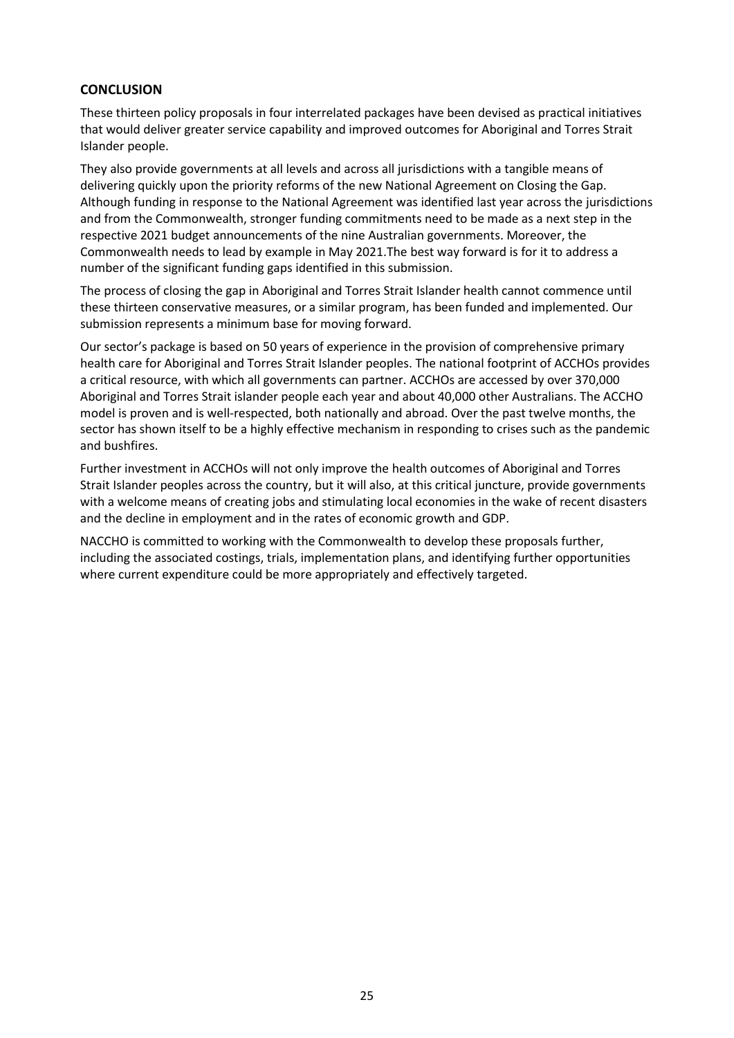## CONCLUSION

These thirteen policy proposals in four interrelated packages have been devised as practical initiatives that would deliver greater service capability and improved outcomes for Aboriginal and Torres Strait Islander people.

They also provide governments at all levels and across all jurisdictions with a tangible means of delivering quickly upon the priority reforms of the new National Agreement on Closing the Gap. Although funding in response to the National Agreement was identified last year across the jurisdictions and from the Commonwealth, stronger funding commitments need to be made as a next step in the respective 2021 budget announcements of the nine Australian governments. Moreover, the Commonwealth needs to lead by example in May 2021.The best way forward is for it to address a number of the significant funding gaps identified in this submission.

The process of closing the gap in Aboriginal and Torres Strait Islander health cannot commence until these thirteen conservative measures, or a similar program, has been funded and implemented. Our submission represents a minimum base for moving forward.

Our sector's package is based on 50 years of experience in the provision of comprehensive primary health care for Aboriginal and Torres Strait Islander peoples. The national footprint of ACCHOs provides a critical resource, with which all governments can partner. ACCHOs are accessed by over 370,000 Aboriginal and Torres Strait islander people each year and about 40,000 other Australians. The ACCHO model is proven and is well-respected, both nationally and abroad. Over the past twelve months, the sector has shown itself to be a highly effective mechanism in responding to crises such as the pandemic and bushfires.

Further investment in ACCHOs will not only improve the health outcomes of Aboriginal and Torres Strait Islander peoples across the country, but it will also, at this critical juncture, provide governments with a welcome means of creating jobs and stimulating local economies in the wake of recent disasters and the decline in employment and in the rates of economic growth and GDP.

NACCHO is committed to working with the Commonwealth to develop these proposals further, including the associated costings, trials, implementation plans, and identifying further opportunities where current expenditure could be more appropriately and effectively targeted.